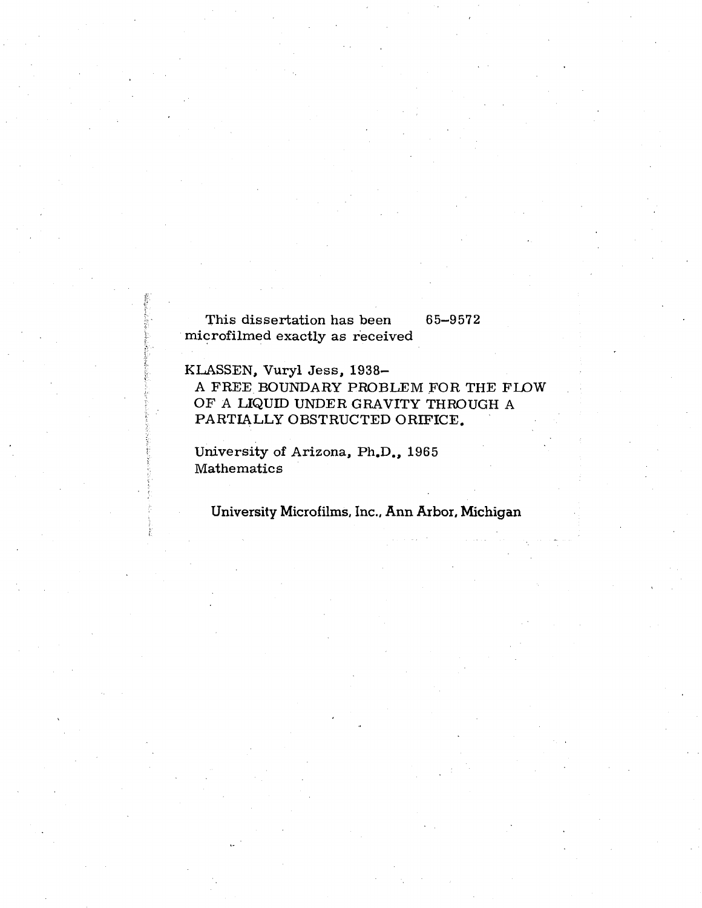This dissertation has been microfilmed exactly as received 65–9572

KLASSEN, Vuryl Jess, 1938–
A FREE BOUNDARY PROBLEM FOR THE FLOW OF A LIQUID UNDER GRAVITY THROUGH A PARTIALLY OBSTRUCTED ORIFICE.

University of Arizona, Ph.D., 1965
Mathematics

University Microfilms, Inc., Ann Arbor, Michigan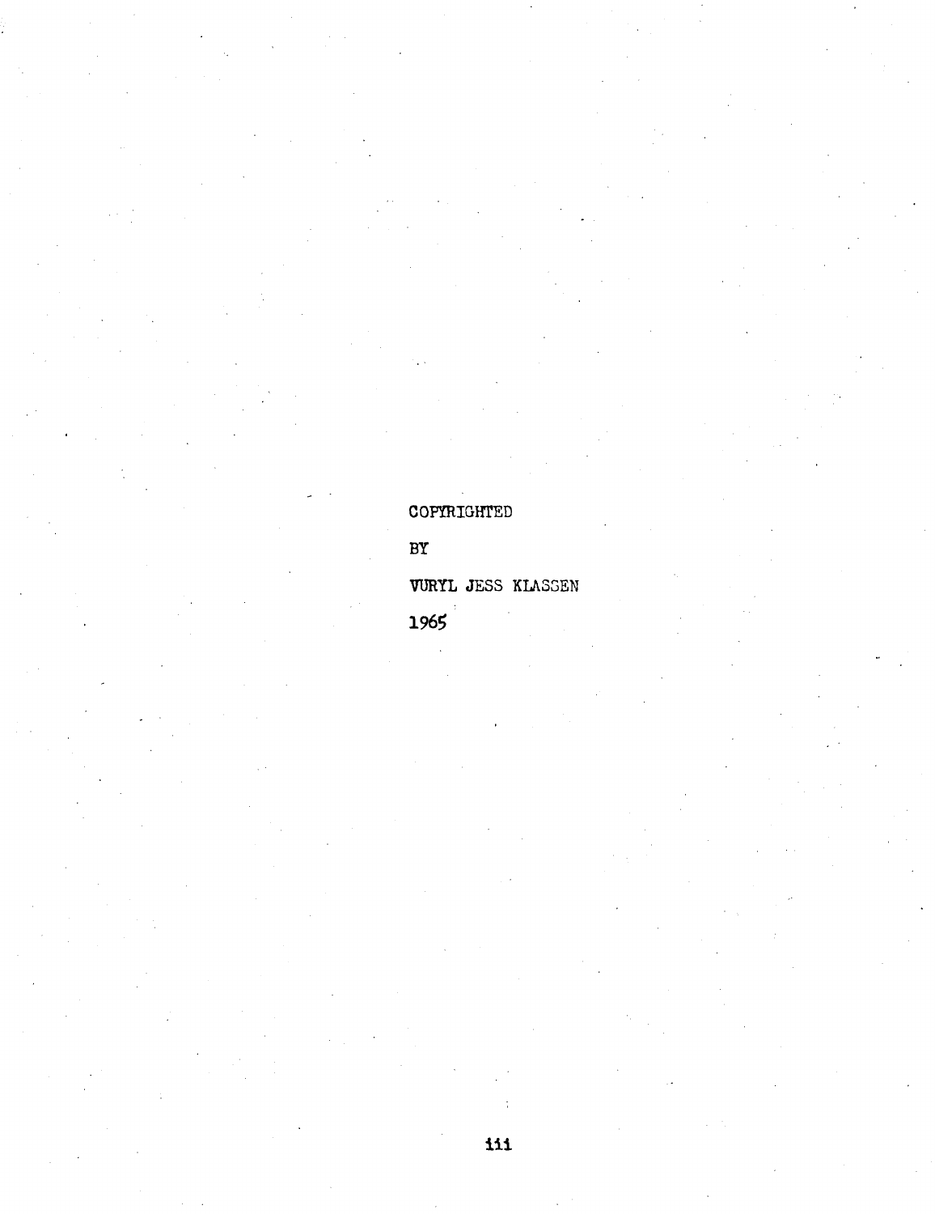COPYRIGHTED

BY

VURYL JESS KLASSEN

1965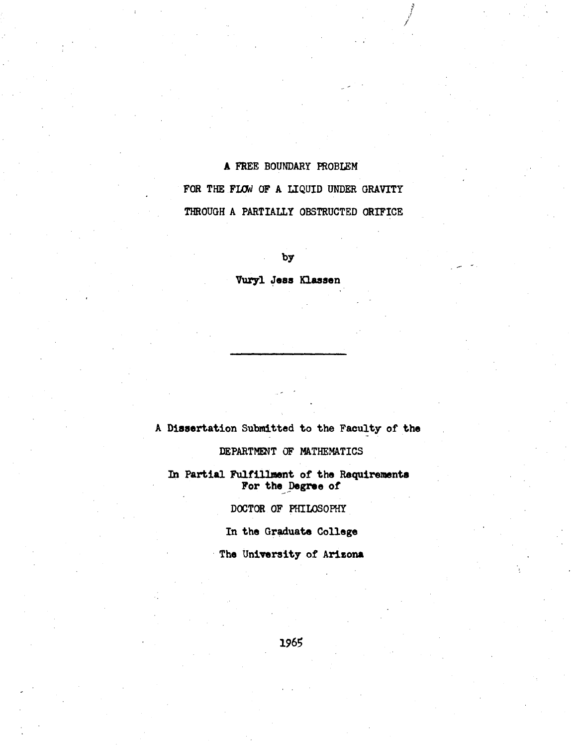# A FREE BOUNDARY PROBLEM
# FOR THE FLOW OF A LIQUID UNDER GRAVITY
# THROUGH A PARTIALLY OBSTRUCTED ORIFICE

by

**Vuryl Jess Klassen**

---

A Dissertation Submitted to the Faculty of the

DEPARTMENT OF MATHEMATICS

In Partial Fulfillment of the Requirements
For the Degree of

DOCTOR OF PHILOSOPHY

In the Graduate College

The University of Arizona

1965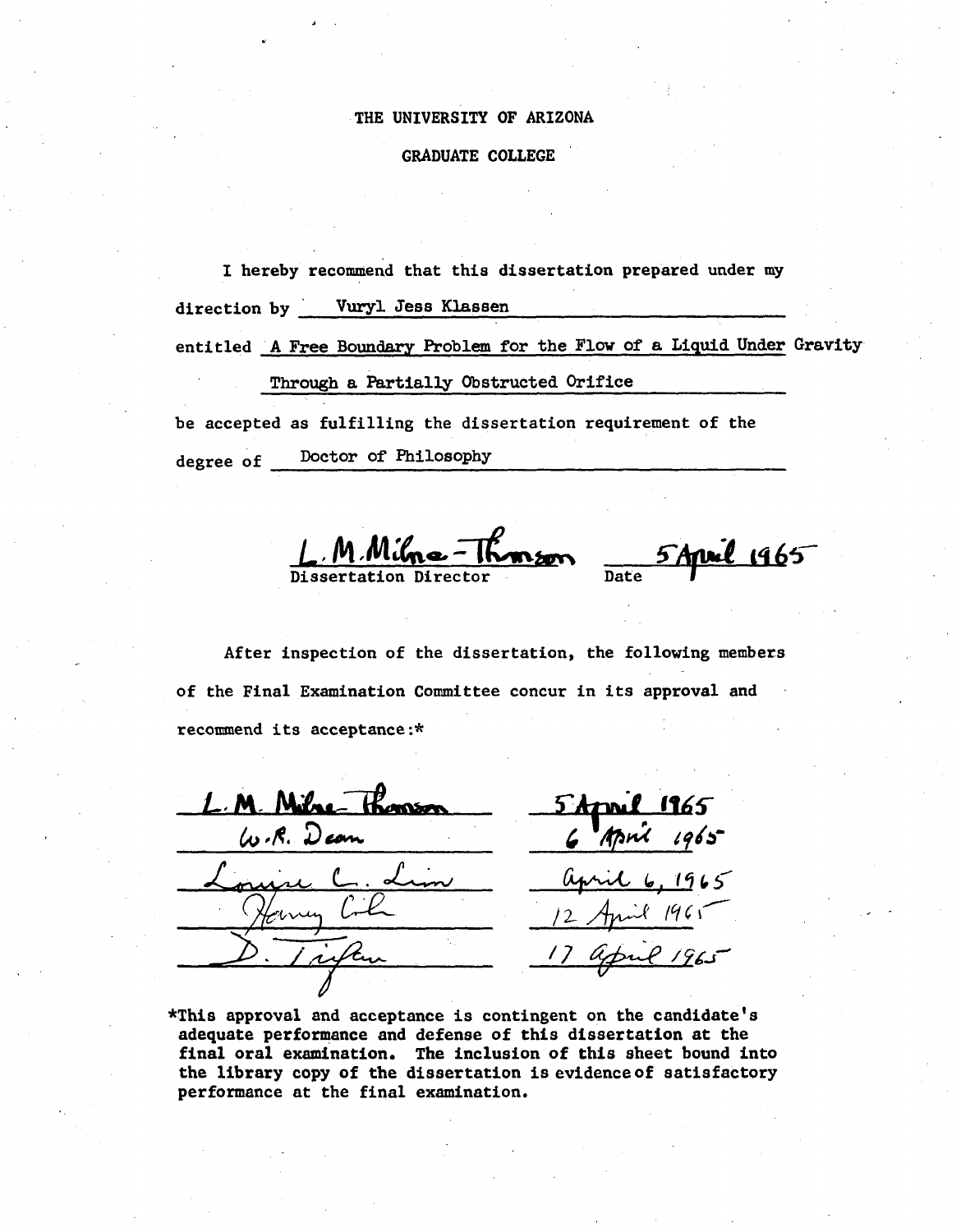THE UNIVERSITY OF ARIZONA

GRADUATE COLLEGE

I hereby recommend that this dissertation prepared under my direction by Vuryl Jess Klassen

entitled A Free Boundary Problem for the Flow of a Liquid Under Gravity Through a Partially Obstructed Orifice

be accepted as fulfilling the dissertation requirement of the degree of Doctor of Philosophy

L. M. Milne-Thomson — 5 April 1965

Dissertation Director — Date

After inspection of the dissertation, the following members of the Final Examination Committee concur in its approval and recommend its acceptance:*

| | |
|---|---|
| L. M. Milne-Thomson | 5 April 1965 |
| W. R. Dean | 6 April 1965 |
| Louise C. Lim | April 6, 1965 |
| Harvey Cohn | 12 April 1965 |
| D. Trifan | 17 April 1965 |

*This approval and acceptance is contingent on the candidate's adequate performance and defense of this dissertation at the final oral examination. The inclusion of this sheet bound into the library copy of the dissertation is evidence of satisfactory performance at the final examination.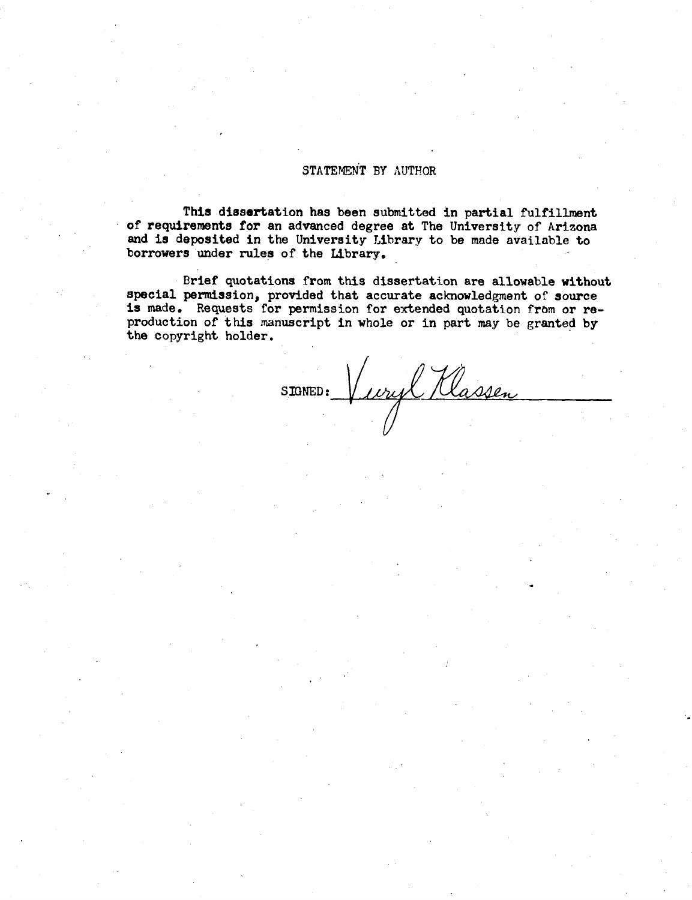## STATEMENT BY AUTHOR

This dissertation has been submitted in partial fulfillment of requirements for an advanced degree at The University of Arizona and is deposited in the University Library to be made available to borrowers under rules of the Library.

Brief quotations from this dissertation are allowable without special permission, provided that accurate acknowledgment of source is made. Requests for permission for extended quotation from or reproduction of this manuscript in whole or in part may be granted by the copyright holder.

SIGNED: Veryl Klassen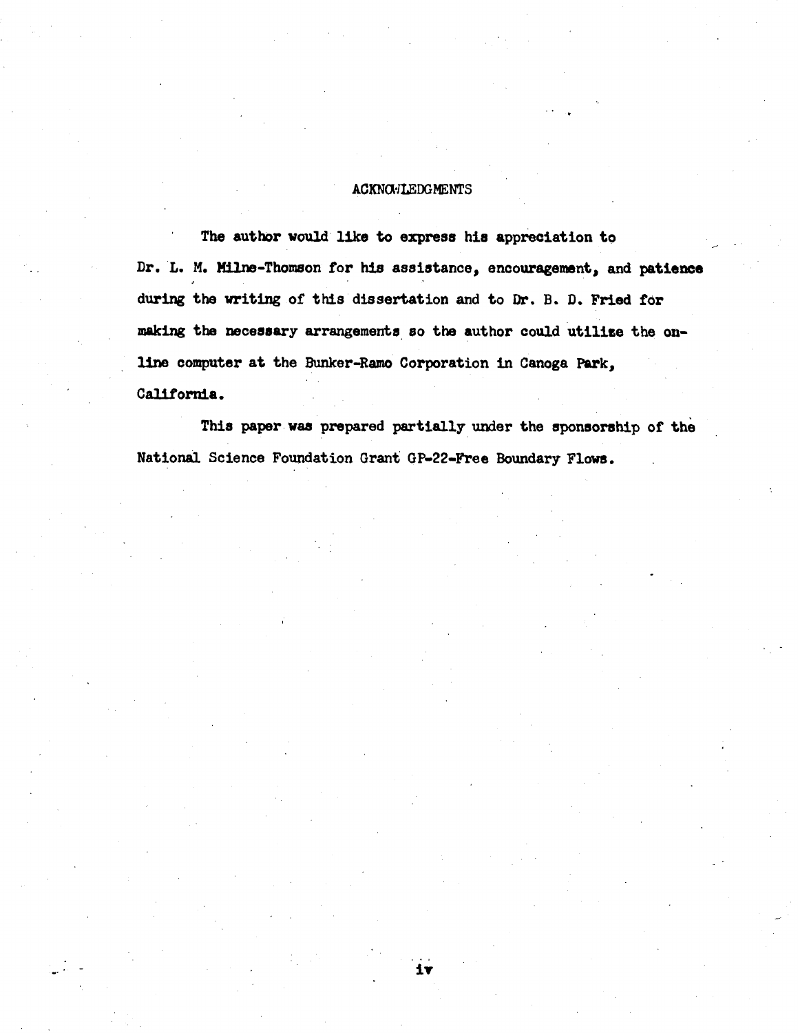# ACKNOWLEDGMENTS

The author would like to express his appreciation to Dr. L. M. Milne-Thomson for his assistance, encouragement, and patience during the writing of this dissertation and to Dr. B. D. Fried for making the necessary arrangements so the author could utilize the on-line computer at the Bunker-Ramo Corporation in Canoga Park, California.

This paper was prepared partially under the sponsorship of the National Science Foundation Grant GP-22-Free Boundary Flows.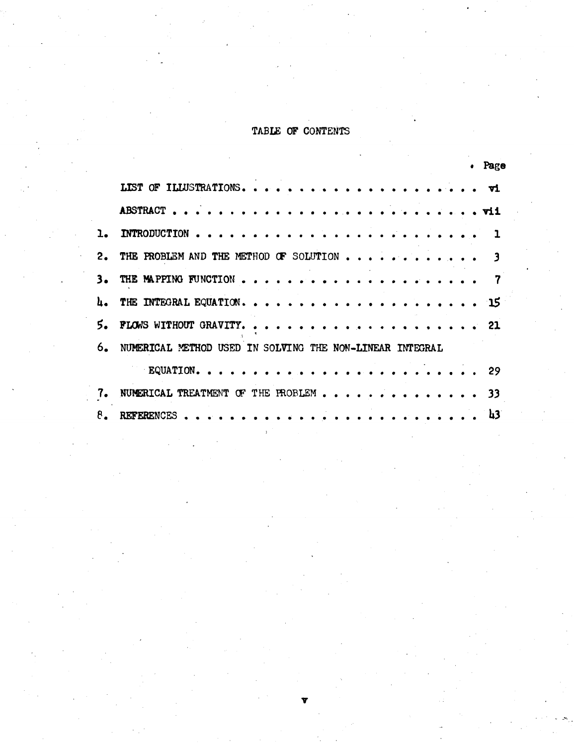# TABLE OF CONTENTS

| | | Page |
|---|---|---|
| | LIST OF ILLUSTRATIONS | vi |
| | ABSTRACT | vii |
| 1. | INTRODUCTION | 1 |
| 2. | THE PROBLEM AND THE METHOD OF SOLUTION | 3 |
| 3. | THE MAPPING FUNCTION | 7 |
| 4. | THE INTEGRAL EQUATION | 15 |
| 5. | FLOWS WITHOUT GRAVITY | 21 |
| 6. | NUMERICAL METHOD USED IN SOLVING THE NON-LINEAR INTEGRAL EQUATION | 29 |
| 7. | NUMERICAL TREATMENT OF THE PROBLEM | 33 |
| 8. | REFERENCES | 43 |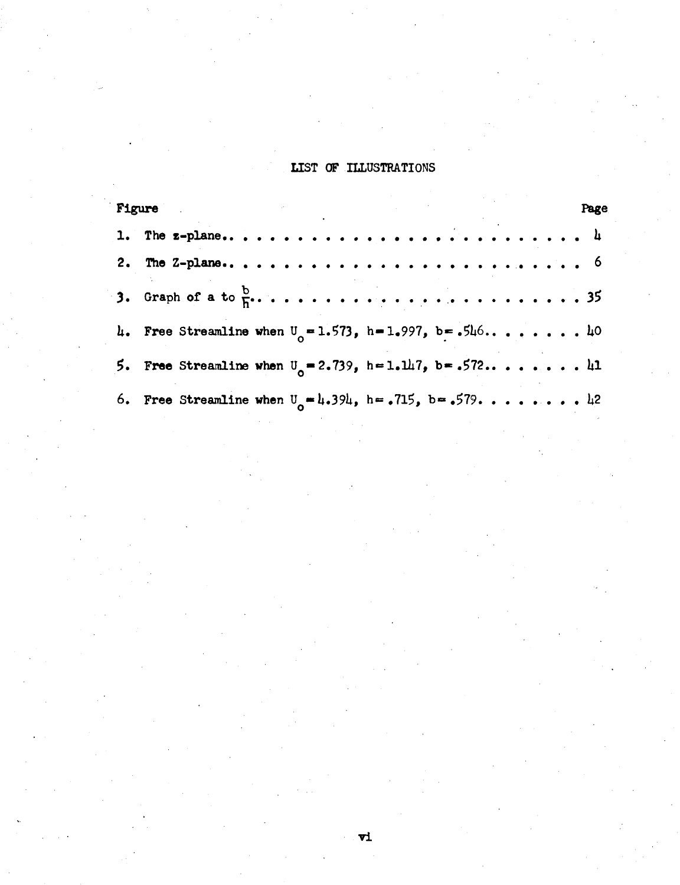# LIST OF ILLUSTRATIONS

| Figure | Page |
|---|---|
| 1. The z-plane | 4 |
| 2. The Z-plane | 6 |
| 3. Graph of a to $\frac{b}{h}$ | 35 |
| 4. Free Streamline when $U_o = 1.573$, $h = 1.997$, $b = .546$ | 40 |
| 5. Free Streamline when $U_o = 2.739$, $h = 1.147$, $b = .572$ | 41 |
| 6. Free Streamline when $U_o = 4.394$, $h = .715$, $b = .579$ | 42 |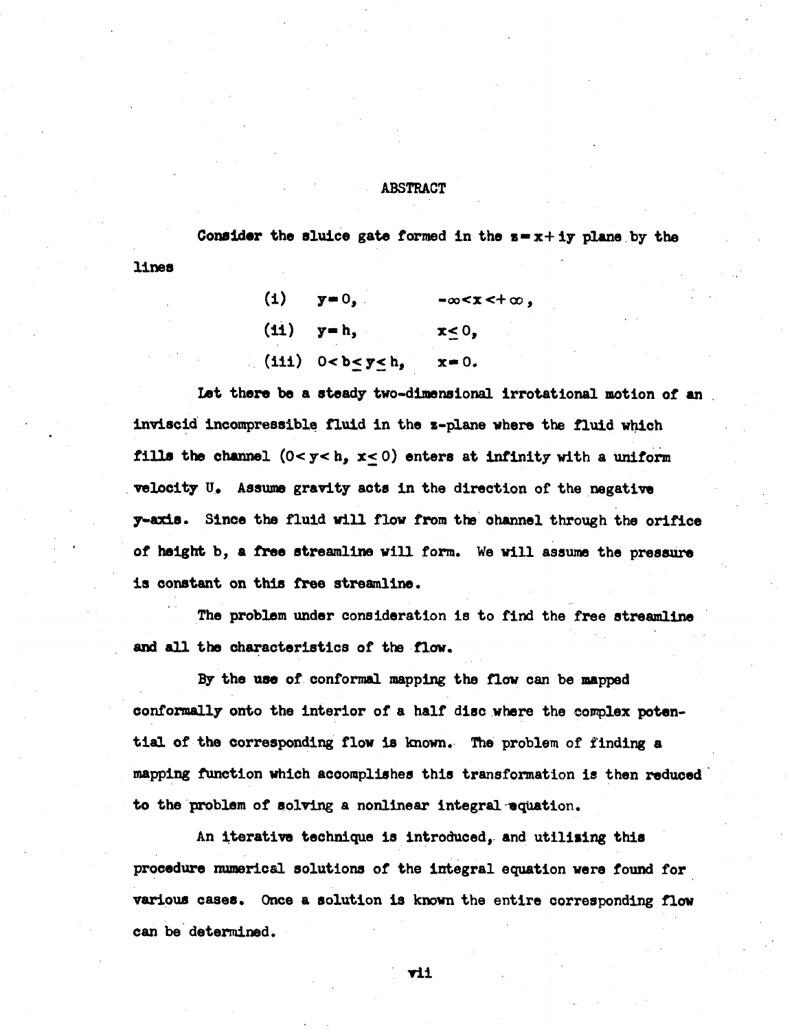## ABSTRACT

Consider the sluice gate formed in the $z = x + iy$ plane by the lines

(i) $y = 0, \quad -\infty < x < +\infty,$

(ii) $y = h, \quad x \leq 0,$

(iii) $0 < b \leq y \leq h, \quad x = 0.$

Let there be a steady two-dimensional irrotational motion of an inviscid incompressible fluid in the z-plane where the fluid which fills the channel $(0 < y < h,\ x \leq 0)$ enters at infinity with a uniform velocity U. Assume gravity acts in the direction of the negative y-axis. Since the fluid will flow from the channel through the orifice of height b, a free streamline will form. We will assume the pressure is constant on this free streamline.

The problem under consideration is to find the free streamline and all the characteristics of the flow.

By the use of conformal mapping the flow can be mapped conformally onto the interior of a half disc where the complex potential of the corresponding flow is known. The problem of finding a mapping function which accomplishes this transformation is then reduced to the problem of solving a nonlinear integral equation.

An iterative technique is introduced, and utilising this procedure numerical solutions of the integral equation were found for various cases. Once a solution is known the entire corresponding flow can be determined.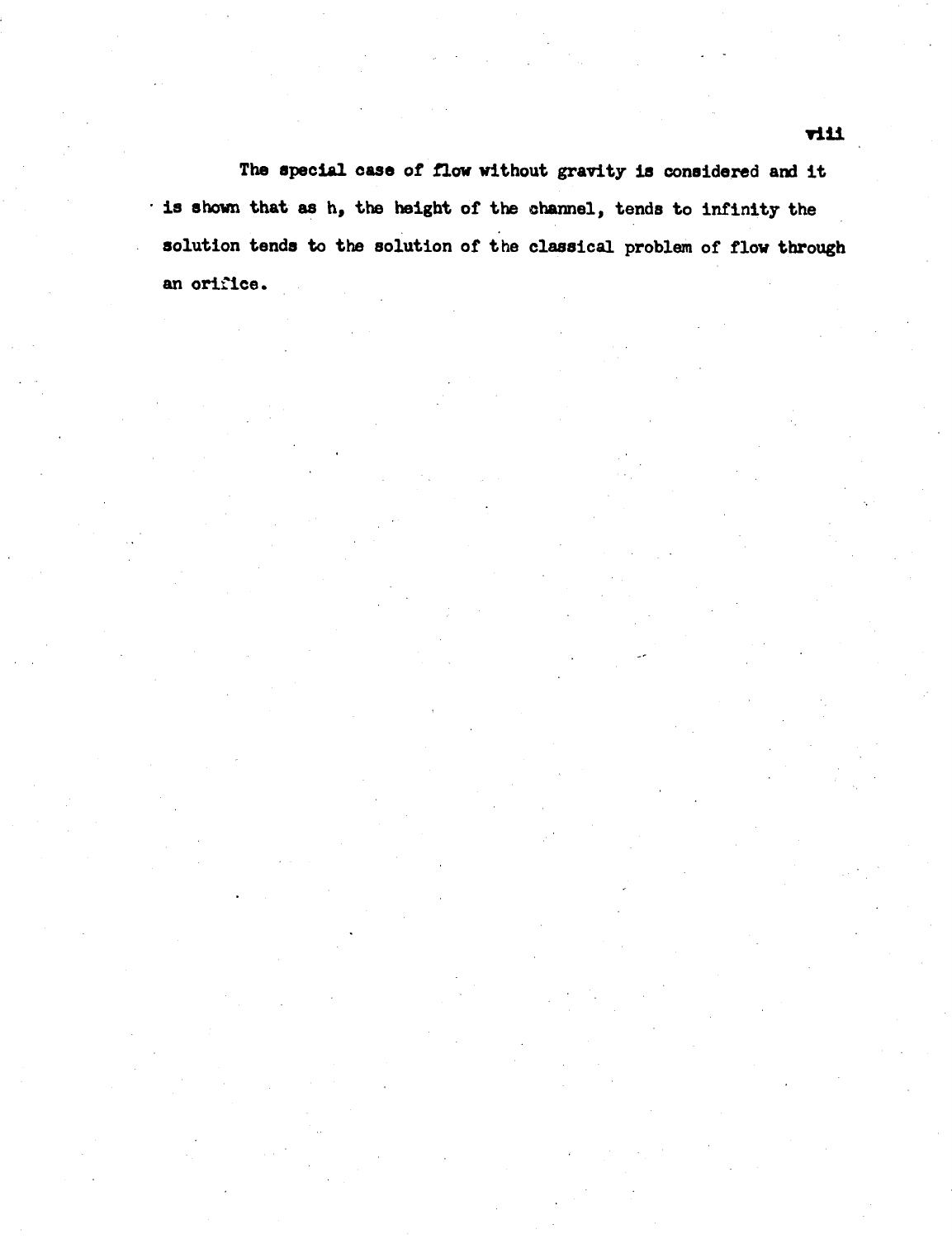The special case of flow without gravity is considered and it is shown that as h, the height of the channel, tends to infinity the solution tends to the solution of the classical problem of flow through an orifice.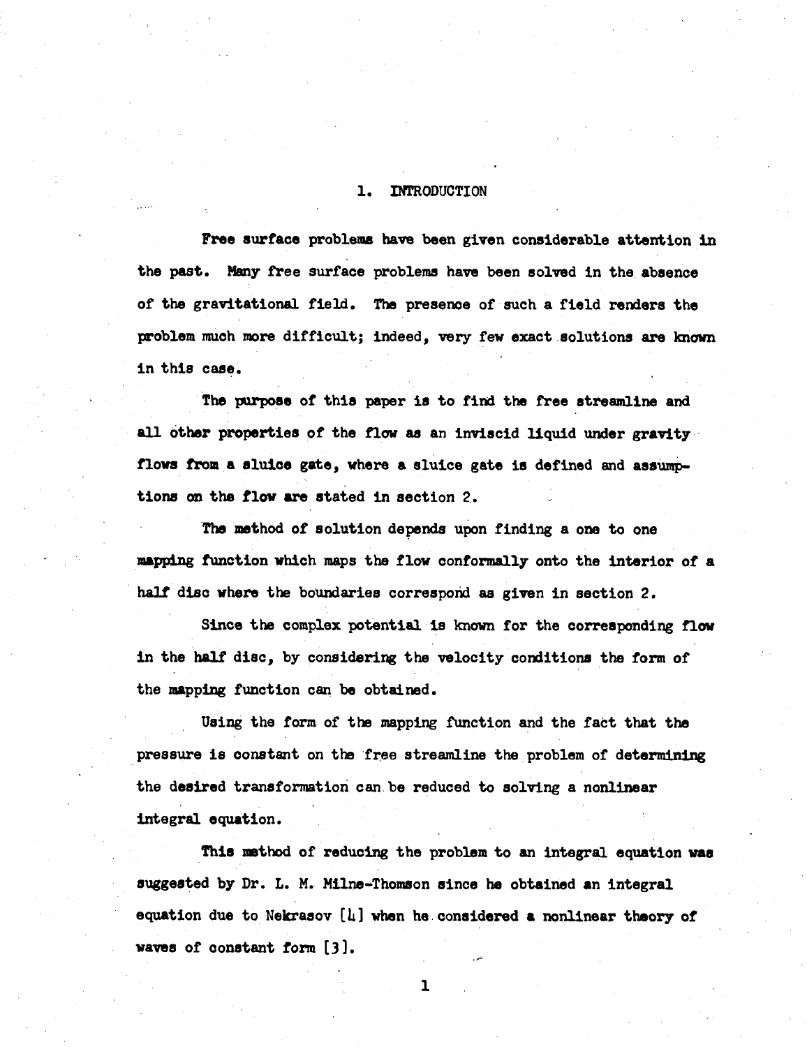# 1. INTRODUCTION

Free surface problems have been given considerable attention in the past. Many free surface problems have been solved in the absence of the gravitational field. The presence of such a field renders the problem much more difficult; indeed, very few exact solutions are known in this case.

The purpose of this paper is to find the free streamline and all other properties of the flow as an inviscid liquid under gravity flows from a sluice gate, where a sluice gate is defined and assumptions on the flow are stated in section 2.

The method of solution depends upon finding a one to one mapping function which maps the flow conformally onto the interior of a half disc where the boundaries correspond as given in section 2.

Since the complex potential is known for the corresponding flow in the half disc, by considering the velocity conditions the form of the mapping function can be obtained.

Using the form of the mapping function and the fact that the pressure is constant on the free streamline the problem of determining the desired transformation can be reduced to solving a nonlinear integral equation.

This method of reducing the problem to an integral equation was suggested by Dr. L. M. Milne-Thomson since he obtained an integral equation due to Nekrasov [4] when he considered a nonlinear theory of waves of constant form [3].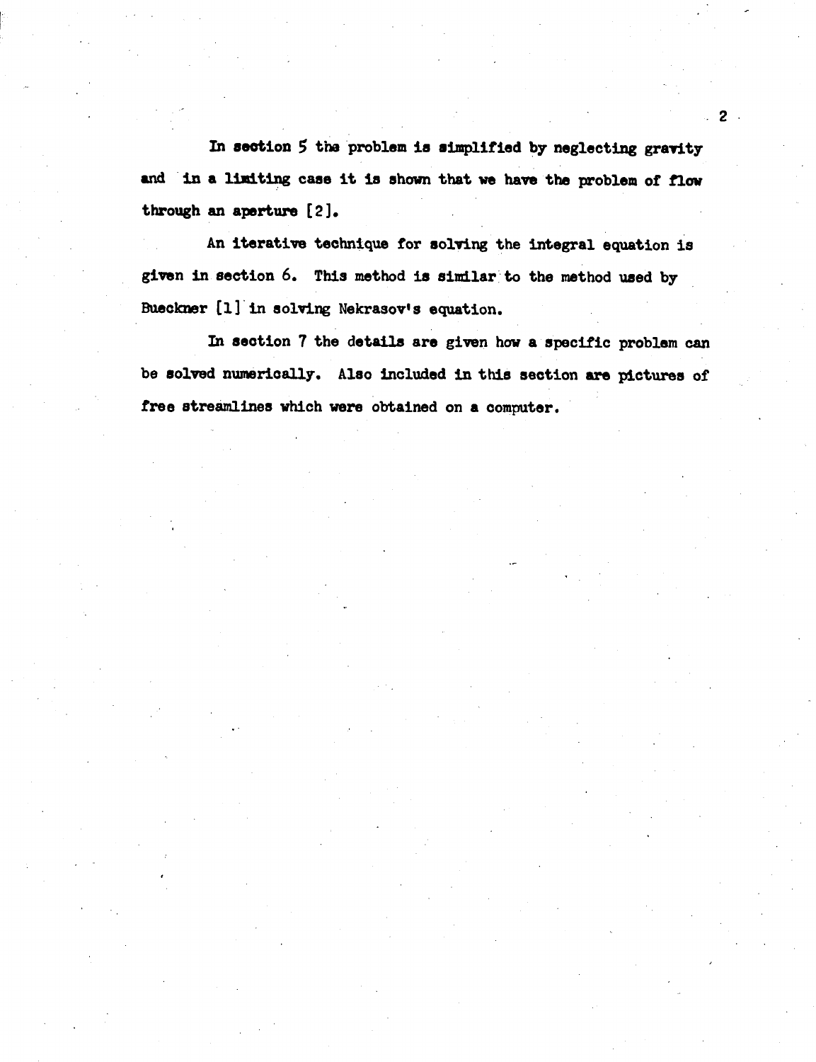In section 5 the problem is simplified by neglecting gravity and in a limiting case it is shown that we have the problem of flow through an aperture [2].

An iterative technique for solving the integral equation is given in section 6. This method is similar to the method used by Bueckner [1] in solving Nekrasov's equation.

In section 7 the details are given how a specific problem can be solved numerically. Also included in this section are pictures of free streamlines which were obtained on a computer.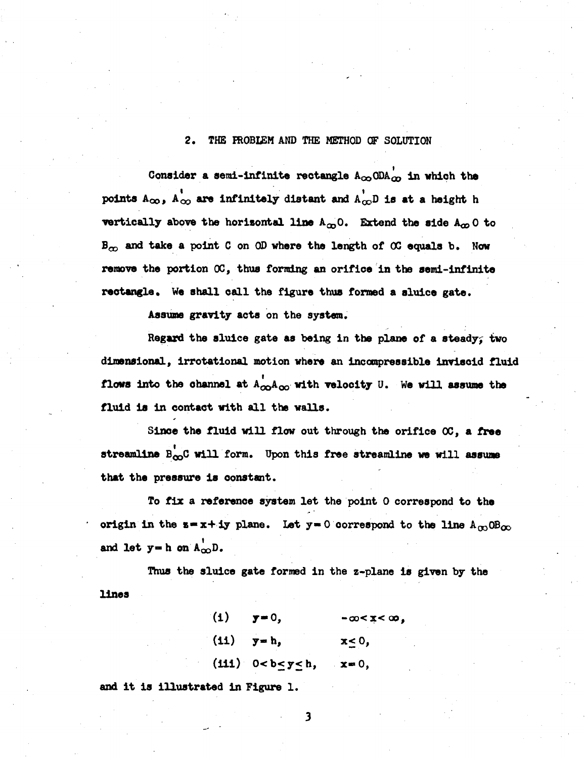## 2. THE PROBLEM AND THE METHOD OF SOLUTION

Consider a semi-infinite rectangle $A_\infty ODA'_\infty$ in which the points $A_\infty$, $A'_\infty$ are infinitely distant and $A'_\infty D$ is at a height h vertically above the horizontal line $A_\infty O$. Extend the side $A_\infty O$ to $B_\infty$ and take a point C on OD where the length of OC equals b. Now remove the portion OC, thus forming an orifice in the semi-infinite rectangle. We shall call the figure thus formed a sluice gate.

Assume gravity acts on the system.

Regard the sluice gate as being in the plane of a steady, two dimensional, irrotational motion where an incompressible inviscid fluid flows into the channel at $A'_\infty A_\infty$ with velocity U. We will assume the fluid is in contact with all the walls.

Since the fluid will flow out through the orifice OC, a free streamline $B'_\infty C$ will form. Upon this free streamline we will assume that the pressure is constant.

To fix a reference system let the point O correspond to the origin in the $z = x + iy$ plane. Let $y = 0$ correspond to the line $A_\infty OB_\infty$ and let $y = h$ on $A'_\infty D$.

Thus the sluice gate formed in the z-plane is given by the lines

(i) $y = 0, \qquad -\infty < x < \infty,$

(ii) $y = h, \qquad x \leq 0,$

(iii) $0 < b \leq y \leq h, \qquad x = 0,$

and it is illustrated in Figure 1.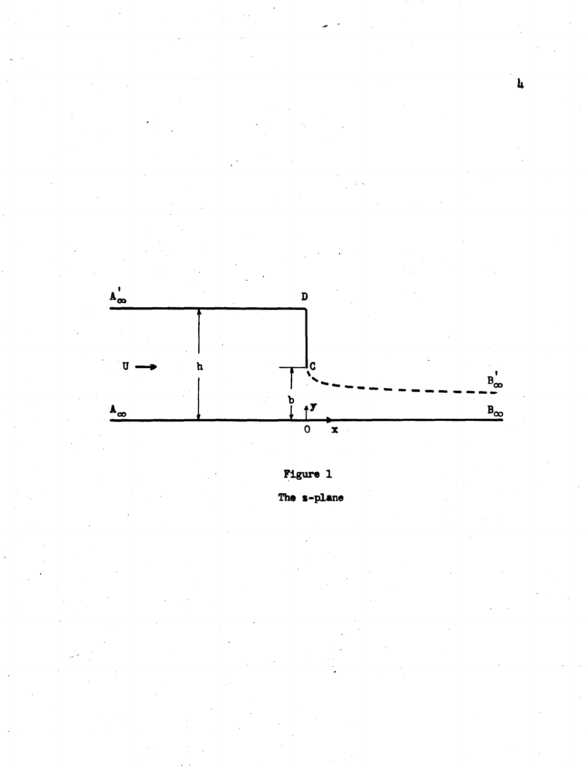Figure 1

The z-plane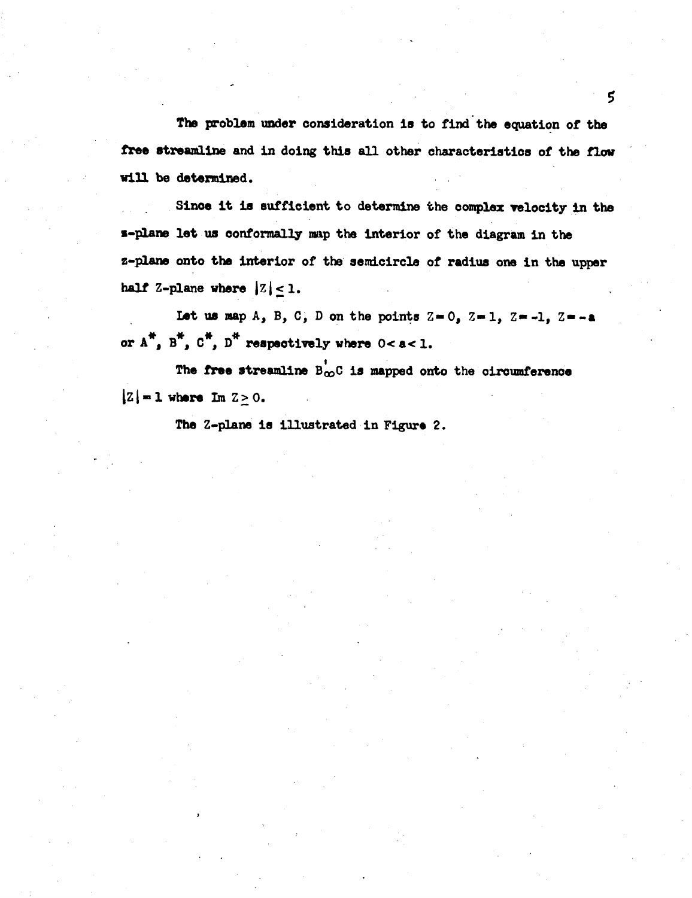The problem under consideration is to find the equation of the free streamline and in doing this all other characteristics of the flow will be determined.

Since it is sufficient to determine the complex velocity in the z-plane let us conformally map the interior of the diagram in the z-plane onto the interior of the semicircle of radius one in the upper half Z-plane where $|Z| \leq 1$.

Let us map A, B, C, D on the points $Z = 0$, $Z = 1$, $Z = -1$, $Z = -a$ or $A^*$, $B^*$, $C^*$, $D^*$ respectively where $0 < a < 1$.

The free streamline $B'_{\infty}C$ is mapped onto the circumference $|Z| = 1$ where $\text{Im } Z \geq 0$.

The Z-plane is illustrated in Figure 2.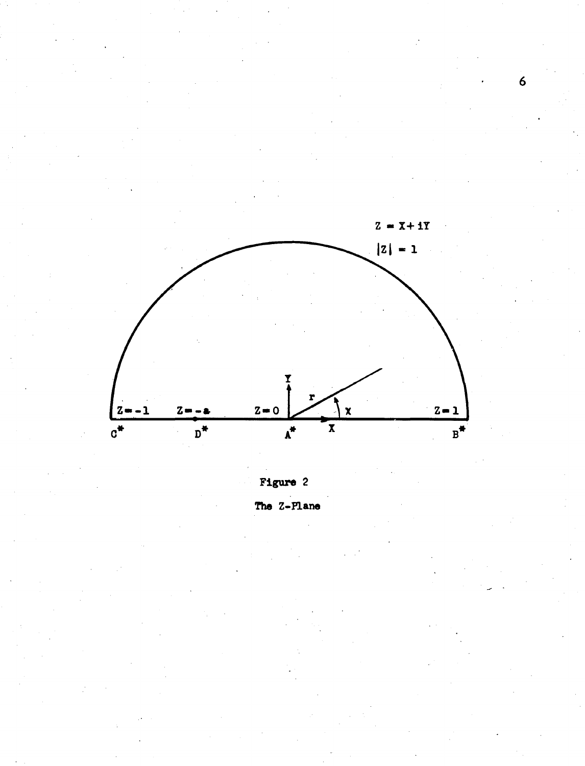$Z = X + iY$

$|Z| = 1$

$Z=-1$ $\quad Z=-a$ $\quad Z=0$ $\quad Z=1$

$C^*$ $\quad D^*$ $\quad A^*$ $\quad B^*$

Y, X, r, χ

Figure 2

The Z-Plane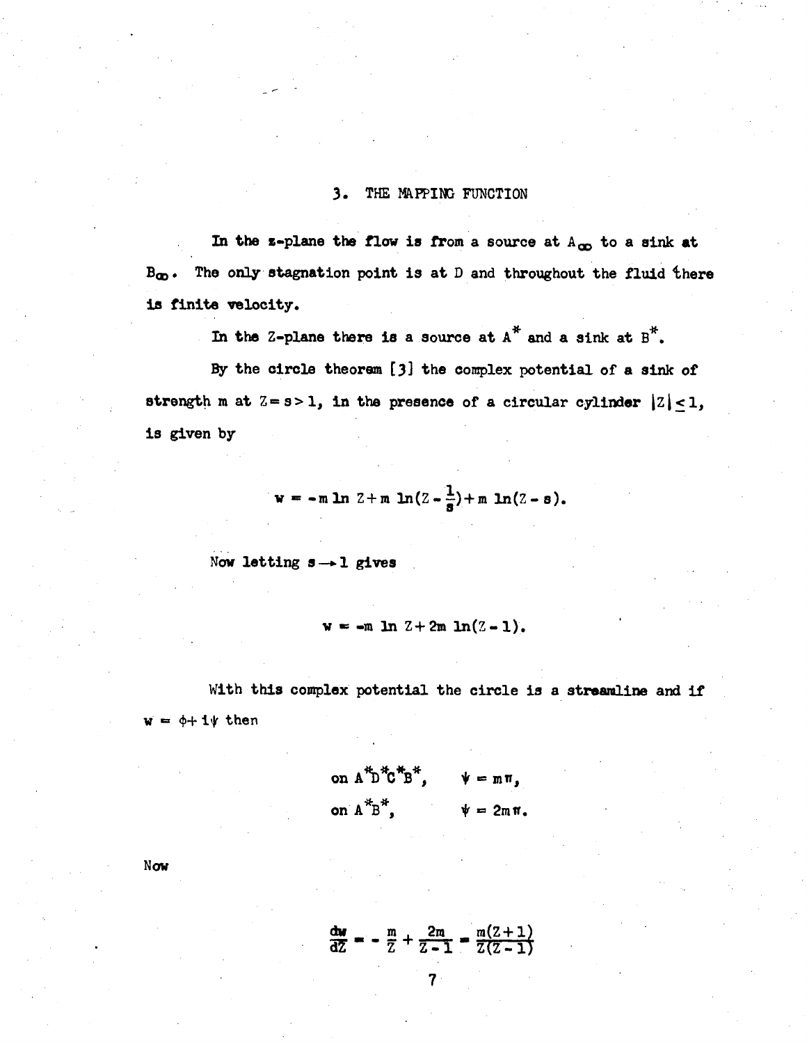## 3. THE MAPPING FUNCTION

In the z-plane the flow is from a source at $A_\infty$ to a sink at $B_\infty$. The only stagnation point is at D and throughout the fluid there is finite velocity.

In the Z-plane there is a source at $A^*$ and a sink at $B^*$.

By the circle theorem [3] the complex potential of a sink of strength m at $Z = s > 1$, in the presence of a circular cylinder $|Z| \leq 1$, is given by

$$w = -m \ln Z + m \ln(Z - \frac{1}{s}) + m \ln(Z - s).$$

Now letting $s \to 1$ gives

$$w = -m \ln Z + 2m \ln(Z - 1).$$

With this complex potential the circle is a streamline and if $w = \phi + i\psi$ then

$$\text{on } A^*D^*C^*B^*, \qquad \psi = m\pi,$$

$$\text{on } A^*B^*, \qquad \psi = 2m\pi.$$

Now

$$\frac{dw}{dZ} = -\frac{m}{Z} + \frac{2m}{Z-1} = \frac{m(Z+1)}{Z(Z-1)}$$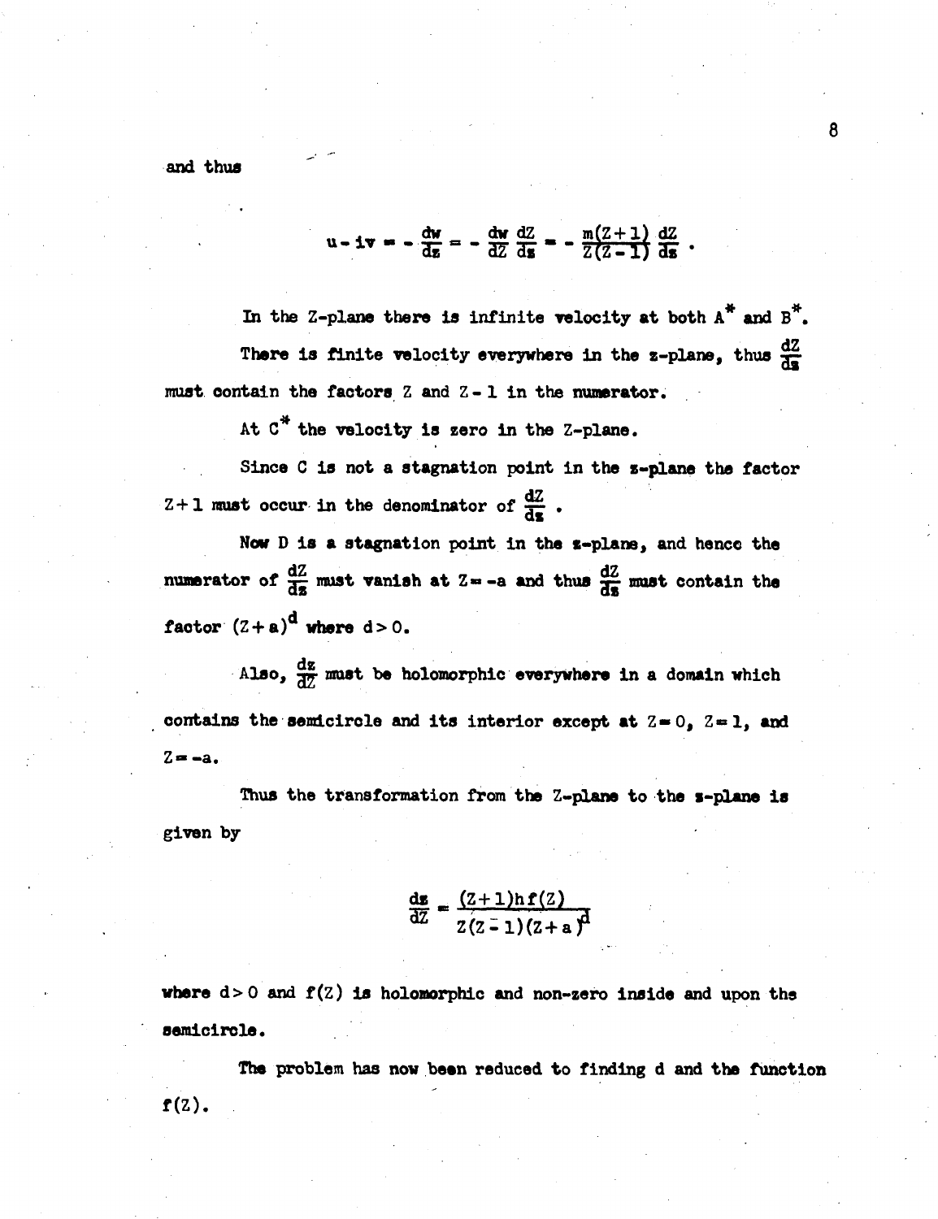and thus

$$u - iv = -\frac{dw}{dz} = -\frac{dw}{dZ}\frac{dZ}{dz} = -\frac{m(Z+1)}{Z(Z-1)}\frac{dZ}{dz} .$$

In the Z-plane there is infinite velocity at both $A^*$ and $B^*$.

There is finite velocity everywhere in the z-plane, thus $\frac{dZ}{dz}$ must contain the factors $Z$ and $Z-1$ in the numerator.

At $C^*$ the velocity is zero in the Z-plane.

Since C is not a stagnation point in the z-plane the factor $Z+1$ must occur in the denominator of $\frac{dZ}{dz}$ .

Now D is a stagnation point in the z-plane, and hence the numerator of $\frac{dZ}{dz}$ must vanish at $Z = -a$ and thus $\frac{dZ}{dz}$ must contain the factor $(Z+a)^d$ where $d > 0$.

Also, $\frac{dz}{dZ}$ must be holomorphic everywhere in a domain which contains the semicircle and its interior except at $Z = 0$, $Z = 1$, and $Z = -a$.

Thus the transformation from the Z-plane to the z-plane is given by

$$\frac{dz}{dZ} = \frac{(Z+1)hf(Z)}{Z(Z-1)(Z+a)^d}$$

where $d > 0$ and $f(Z)$ is holomorphic and non-zero inside and upon the semicircle.

The problem has now been reduced to finding d and the function $f(Z)$.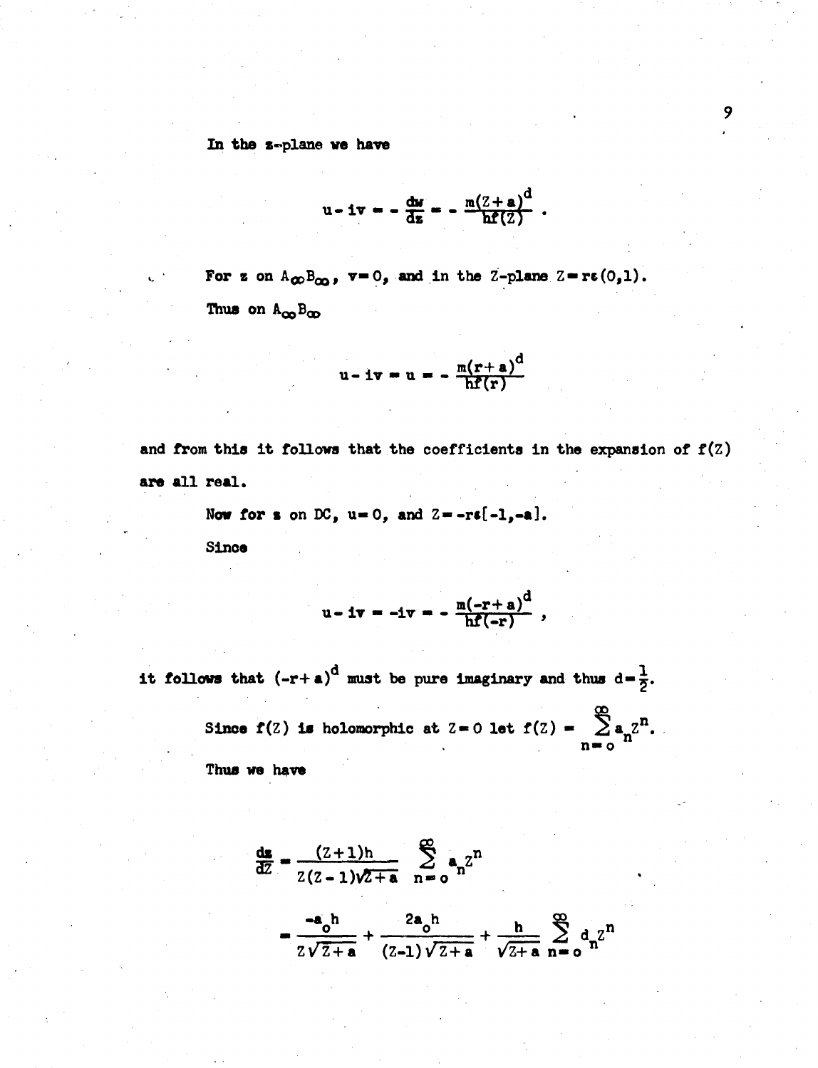In the z-plane we have

$$u - iv = -\frac{dw}{dz} = -\frac{m(Z+a)^d}{hf(Z)} .$$

For z on $A_\infty B_\infty$, $v = 0$, and in the Z-plane $Z = r\epsilon(0,1)$.

Thus on $A_\infty B_\infty$

$$u - iv = u = -\frac{m(r+a)^d}{hf(r)}$$

and from this it follows that the coefficients in the expansion of $f(Z)$ are all real.

Now for z on DC, $u = 0$, and $Z = -r\epsilon[-1,-a]$.

Since

$$u - iv = -iv = -\frac{m(-r+a)^d}{hf(-r)} ,$$

it follows that $(-r+a)^d$ must be pure imaginary and thus $d = \frac{1}{2}$.

Since $f(Z)$ is holomorphic at $Z = 0$ let $f(Z) = \sum_{n=o}^{\infty} a_n Z^n$.

Thus we have

$$\frac{dz}{dZ} = \frac{(Z+1)h}{Z(Z-1)\sqrt{Z+a}} \sum_{n=o}^{\infty} a_n Z^n$$

$$= \frac{-a_o h}{Z\sqrt{Z+a}} + \frac{2a_o h}{(Z-1)\sqrt{Z+a}} + \frac{h}{\sqrt{Z+a}} \sum_{n=o}^{\infty} d_n Z^n$$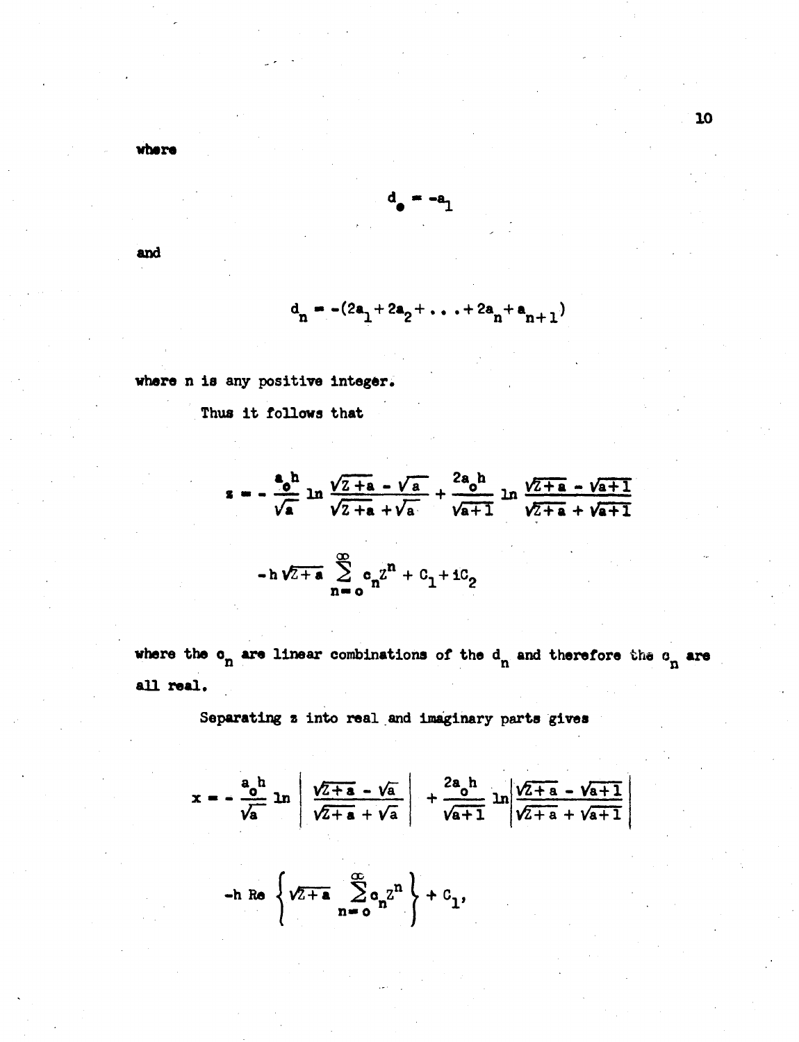where

$$d_0 = -a_1$$

and

$$d_n = -(2a_1 + 2a_2 + \ldots + 2a_n + a_{n+1})$$

where n is any positive integer.

Thus it follows that

$$z = -\frac{a_0 h}{\sqrt{a}} \ln \frac{\sqrt{Z+a} - \sqrt{a}}{\sqrt{Z+a} + \sqrt{a}} + \frac{2a_0 h}{\sqrt{a+1}} \ln \frac{\sqrt{Z+a} - \sqrt{a+1}}{\sqrt{Z+a} + \sqrt{a+1}}$$

$$-h\sqrt{Z+a} \sum_{n=0}^{\infty} c_n Z^n + C_1 + iC_2$$

where the $c_n$ are linear combinations of the $d_n$ and therefore the $c_n$ are all real.

Separating z into real and imaginary parts gives

$$x = -\frac{a_0 h}{\sqrt{a}} \ln \left| \frac{\sqrt{Z+a} - \sqrt{a}}{\sqrt{Z+a} + \sqrt{a}} \right| + \frac{2a_0 h}{\sqrt{a+1}} \ln \left| \frac{\sqrt{Z+a} - \sqrt{a+1}}{\sqrt{Z+a} + \sqrt{a+1}} \right|$$

$$-h \operatorname{Re} \left\{ \sqrt{Z+a} \sum_{n=0}^{\infty} c_n Z^n \right\} + C_1,$$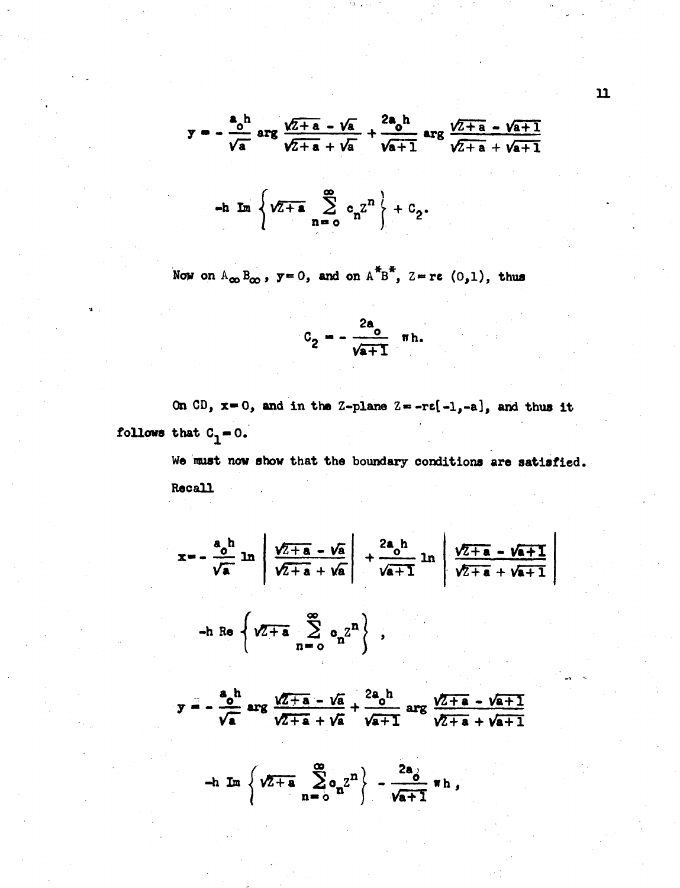$$y = -\frac{a_o h}{\sqrt{a}} \arg \frac{\sqrt{Z+a} - \sqrt{a}}{\sqrt{Z+a} + \sqrt{a}} + \frac{2a_o h}{\sqrt{a+1}} \arg \frac{\sqrt{Z+a} - \sqrt{a+1}}{\sqrt{Z+a} + \sqrt{a+1}}$$

$$-h \operatorname{Im} \left\{ \sqrt{Z+a} \sum_{n=o}^{\infty} c_n Z^n \right\} + C_2 .$$

Now on $A_\infty B_\infty$, $y = 0$, and on $A^*B^*$, $Z = r\varepsilon\ (0,1)$, thus

$$C_2 = -\frac{2a_o}{\sqrt{a+1}} \pi h .$$

On CD, $x = 0$, and in the Z-plane $Z = -r\varepsilon[-1,-a]$, and thus it follows that $C_1 = 0$.

We must now show that the boundary conditions are satisfied. Recall

$$x = -\frac{a_o h}{\sqrt{a}} \ln \left| \frac{\sqrt{Z+a} - \sqrt{a}}{\sqrt{Z+a} + \sqrt{a}} \right| + \frac{2a_o h}{\sqrt{a+1}} \ln \left| \frac{\sqrt{Z+a} - \sqrt{a+1}}{\sqrt{Z+a} + \sqrt{a+1}} \right|$$

$$-h \operatorname{Re} \left\{ \sqrt{Z+a} \sum_{n=o}^{\infty} c_n Z^n \right\} ,$$

$$y = -\frac{a_o h}{\sqrt{a}} \arg \frac{\sqrt{Z+a} - \sqrt{a}}{\sqrt{Z+a} + \sqrt{a}} + \frac{2a_o h}{\sqrt{a+1}} \arg \frac{\sqrt{Z+a} - \sqrt{a+1}}{\sqrt{Z+a} + \sqrt{a+1}}$$

$$-h \operatorname{Im} \left\{ \sqrt{Z+a} \sum_{n=o}^{\infty} c_n Z^n \right\} - \frac{2a_o}{\sqrt{a+1}} \pi h ,$$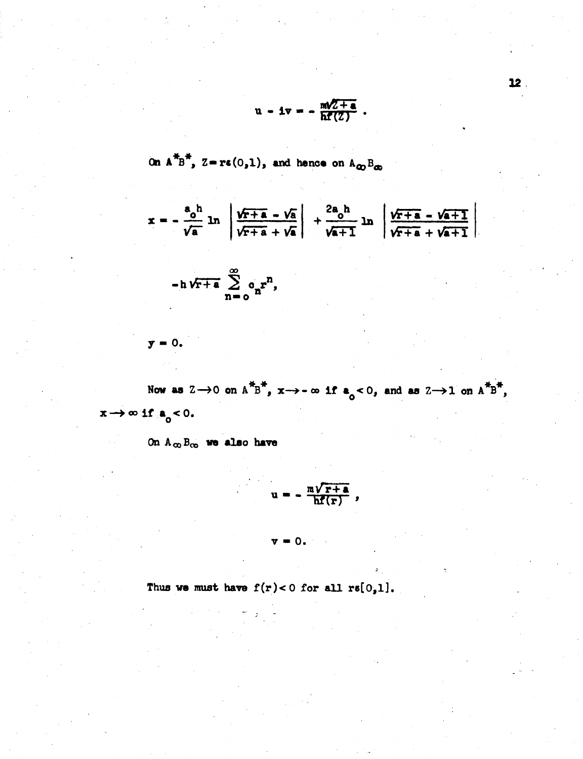$$u - iv = -\frac{m\sqrt{Z+a}}{hf(Z)} .$$

On $A^*B^*$, $Z = r\epsilon(0,1)$, and hence on $A_\infty B_\infty$

$$x = -\frac{a_o h}{\sqrt{a}} \ln \left| \frac{\sqrt{r+a} - \sqrt{a}}{\sqrt{r+a} + \sqrt{a}} \right| + \frac{2a_o h}{\sqrt{a+1}} \ln \left| \frac{\sqrt{r+a} - \sqrt{a+1}}{\sqrt{r+a} + \sqrt{a+1}} \right|$$

$$-h\sqrt{r+a} \sum_{n=o}^{\infty} c_n r^n ,$$

$$y = 0.$$

Now as $Z \to 0$ on $A^*B^*$, $x \to -\infty$ if $a_o < 0$, and as $Z \to 1$ on $A^*B^*$, $x \to \infty$ if $a_o < 0$.

On $A_\infty B_\infty$ we also have

$$u = -\frac{m\sqrt{r+a}}{hf(r)} ,$$

$$v = 0.$$

Thus we must have $f(r) < 0$ for all $r\epsilon[0,1]$.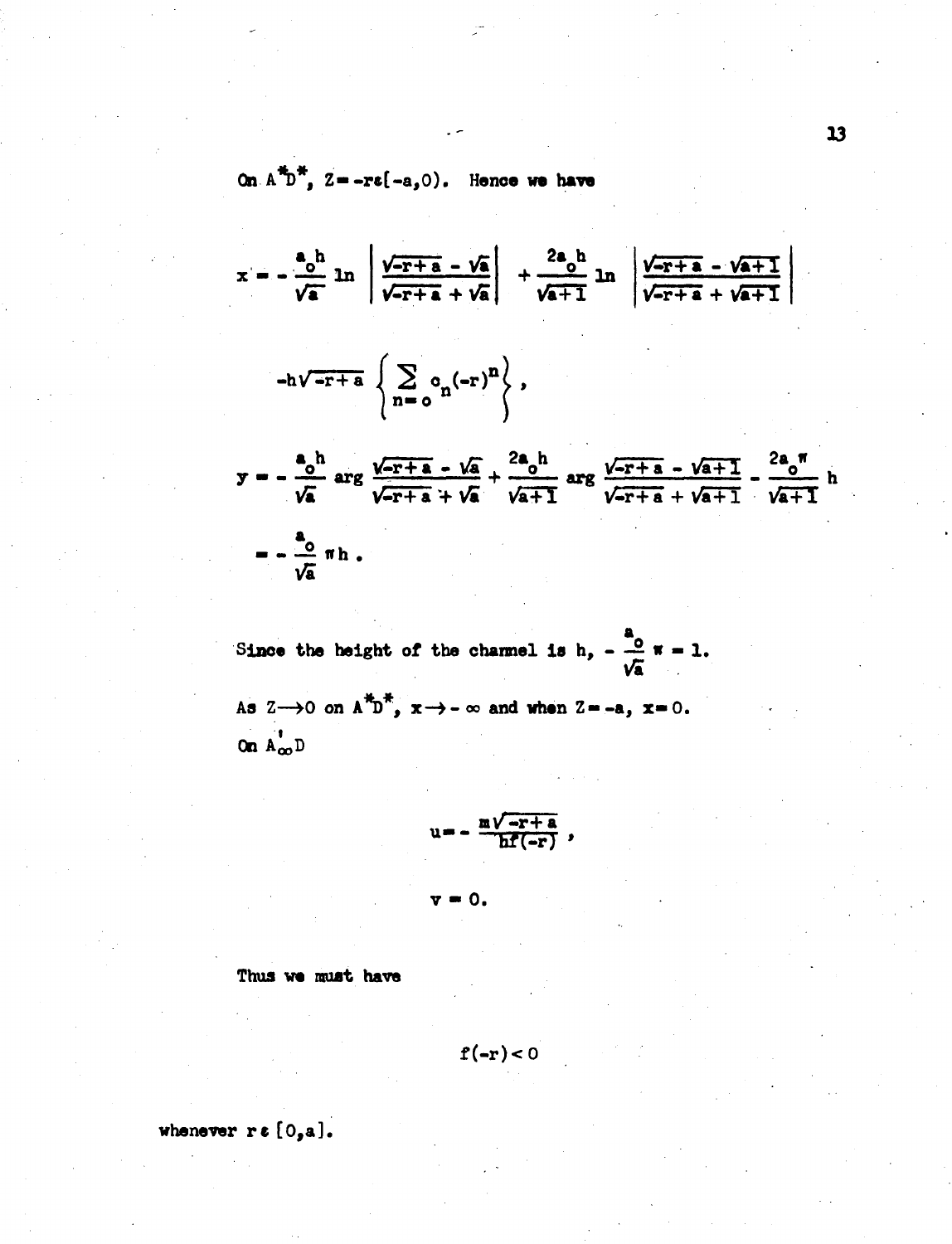On $A^*D^*$, $Z = -r\varepsilon[-a,0)$. Hence we have

$$x = -\frac{a_o h}{\sqrt{a}} \ln \left| \frac{\sqrt{-r+a} - \sqrt{a}}{\sqrt{-r+a} + \sqrt{a}} \right| + \frac{2a_o h}{\sqrt{a+1}} \ln \left| \frac{\sqrt{-r+a} - \sqrt{a+1}}{\sqrt{-r+a} + \sqrt{a+1}} \right|$$

$$-h\sqrt{-r+a} \left\{ \sum_{n=o} c_n(-r)^n \right\},$$

$$y = -\frac{a_o h}{\sqrt{a}} \arg \frac{\sqrt{-r+a} - \sqrt{a}}{\sqrt{-r+a} + \sqrt{a}} + \frac{2a_o h}{\sqrt{a+1}} \arg \frac{\sqrt{-r+a} - \sqrt{a+1}}{\sqrt{-r+a} + \sqrt{a+1}} - \frac{2a_o \pi}{\sqrt{a+1}} h$$

$$= -\frac{a_o}{\sqrt{a}} \pi h .$$

Since the height of the channel is h, $-\frac{a_o}{\sqrt{a}} \pi = 1$.

As $Z \longrightarrow 0$ on $A^*D^*$, $x \longrightarrow -\infty$ and when $Z = -a$, $x = 0$.

On $A'_{\infty}D$

$$u = -\frac{m\sqrt{-r+a}}{hf(-r)},$$

$$v = 0.$$

Thus we must have

$$f(-r) < 0$$

whenever $r \varepsilon [0,a]$.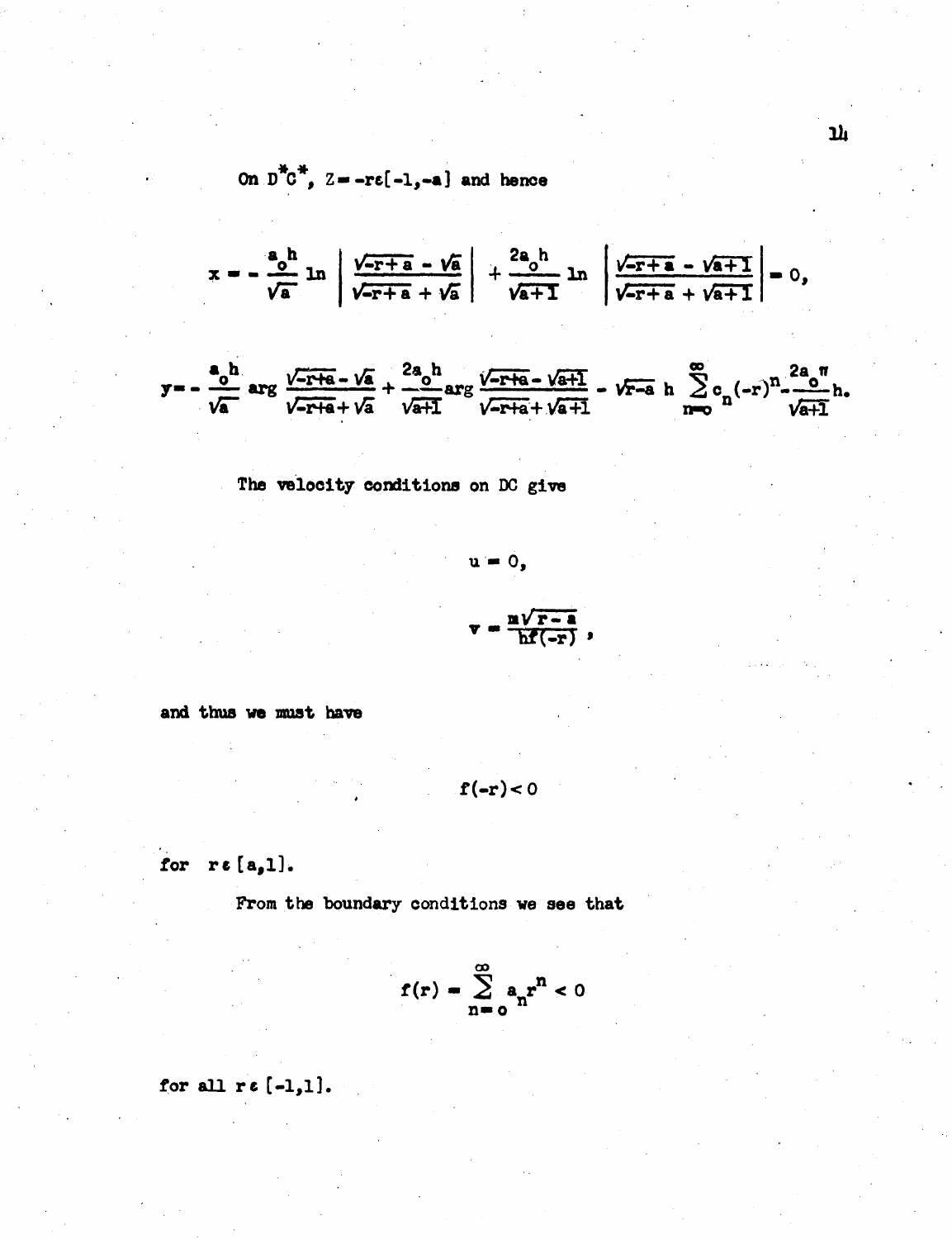On $D^*C^*$, $Z = -r\varepsilon[-1,-a]$ and hence

$$x = -\frac{a_o h}{\sqrt{a}} \ln \left| \frac{\sqrt{-r+a} - \sqrt{a}}{\sqrt{-r+a} + \sqrt{a}} \right| + \frac{2a_o h}{\sqrt{a+1}} \ln \left| \frac{\sqrt{-r+a} - \sqrt{a+1}}{\sqrt{-r+a} + \sqrt{a+1}} \right| = 0,$$

$$y = -\frac{a_o h}{\sqrt{a}} \arg \frac{\sqrt{-r+a} - \sqrt{a}}{\sqrt{-r+a} + \sqrt{a}} + \frac{2a_o h}{\sqrt{a+1}} \arg \frac{\sqrt{-r+a} - \sqrt{a+1}}{\sqrt{-r+a} + \sqrt{a+1}} - \sqrt{r-a}\; h \sum_{n=o}^{\infty} c_n(-r)^n - \frac{2a_o \pi}{\sqrt{a+1}} h.$$

The velocity conditions on DC give

$$u = 0,$$

$$v = \frac{m\sqrt{r-a}}{hf(-r)},$$

and thus we must have

$$f(-r) < 0$$

for $r\varepsilon\,[a,1]$.

From the boundary conditions we see that

$$f(r) = \sum_{n=o}^{\infty} a_n r^n < 0$$

for all $r\varepsilon\,[-1,1]$.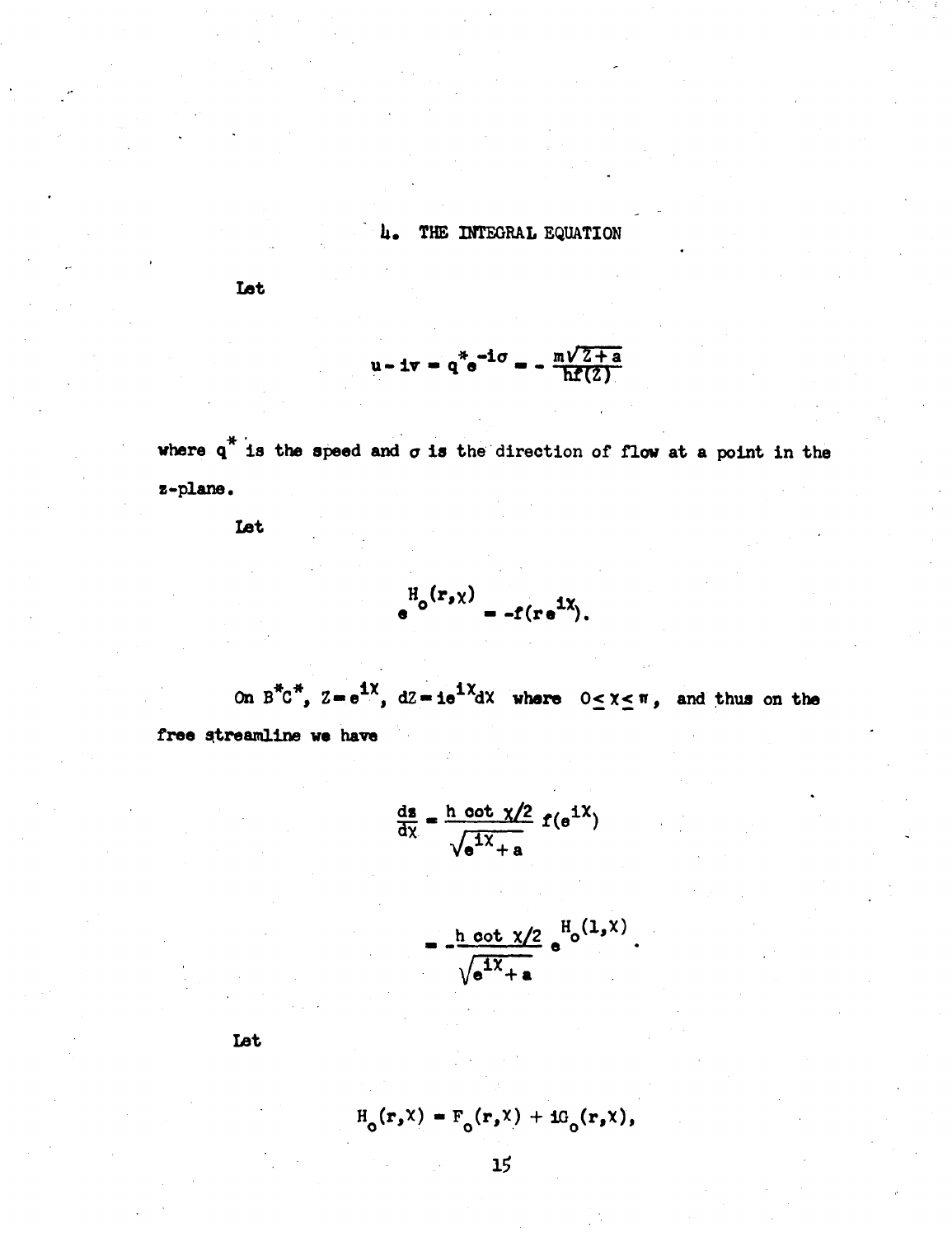## 4. THE INTEGRAL EQUATION

Let

$$u - iv = q^* e^{-i\sigma} = - \frac{m\sqrt{Z+a}}{hf(Z)}$$

where $q^*$ is the speed and $\sigma$ is the direction of flow at a point in the z-plane.

Let

$$e^{H_o(r,\chi)} = -f(re^{i\chi}).$$

On $B^*C^*$, $Z = e^{i\chi}$, $dZ = ie^{i\chi}d\chi$ where $0 \leq \chi \leq \pi$, and thus on the free streamline we have

$$\frac{dz}{d\chi} = \frac{h \cot \chi/2}{\sqrt{e^{i\chi} + a}} f(e^{i\chi})$$

$$= - \frac{h \cot \chi/2}{\sqrt{e^{i\chi} + a}} e^{H_o(1,\chi)}.$$

Let

$$H_o(r,\chi) = F_o(r,\chi) + iG_o(r,\chi),$$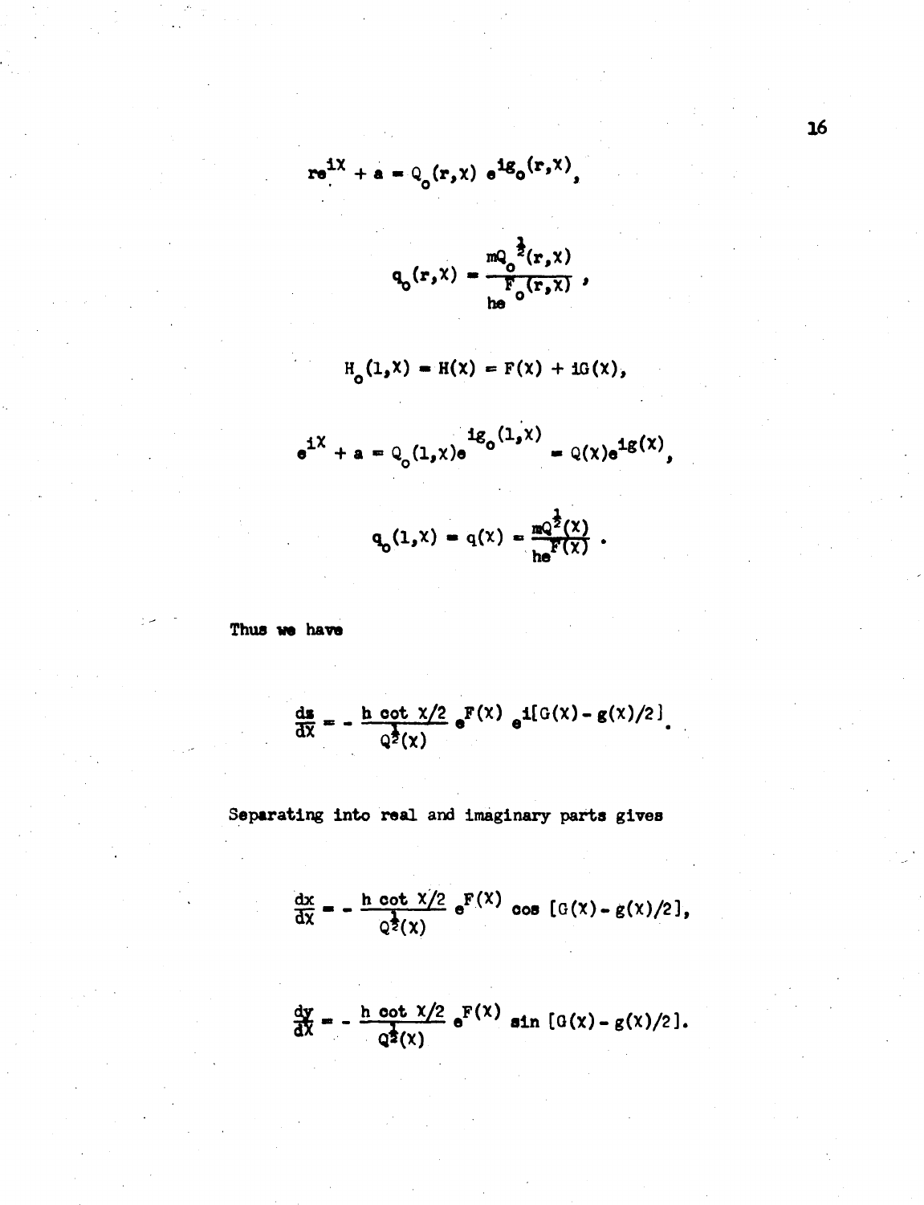$$re^{i\chi} + a = Q_o(r,\chi)\, e^{ig_o(r,\chi)},$$

$$q_o(r,\chi) = \frac{mQ_o^{\frac{1}{2}}(r,\chi)}{he^{F_o(r,\chi)}},$$

$$H_o(1,\chi) = H(\chi) = F(\chi) + iG(\chi),$$

$$e^{i\chi} + a = Q_o(1,\chi)e^{ig_o(1,\chi)} = Q(\chi)e^{ig(\chi)},$$

$$q_o(1,\chi) = q(\chi) = \frac{mQ^{\frac{1}{2}}(\chi)}{he^{F(\chi)}}.$$

Thus we have

$$\frac{dz}{d\chi} = -\frac{h\cot\chi/2}{Q^{\frac{1}{2}}(\chi)}\, e^{F(\chi)}\, e^{i[G(\chi) - g(\chi)/2]}.$$

Separating into real and imaginary parts gives

$$\frac{dx}{d\chi} = -\frac{h\cot\chi/2}{Q^{\frac{1}{2}}(\chi)}\, e^{F(\chi)}\cos\,[G(\chi) - g(\chi)/2],$$

$$\frac{dy}{d\chi} = -\frac{h\cot\chi/2}{Q^{\frac{1}{2}}(\chi)}\, e^{F(\chi)}\sin\,[G(\chi) - g(\chi)/2].$$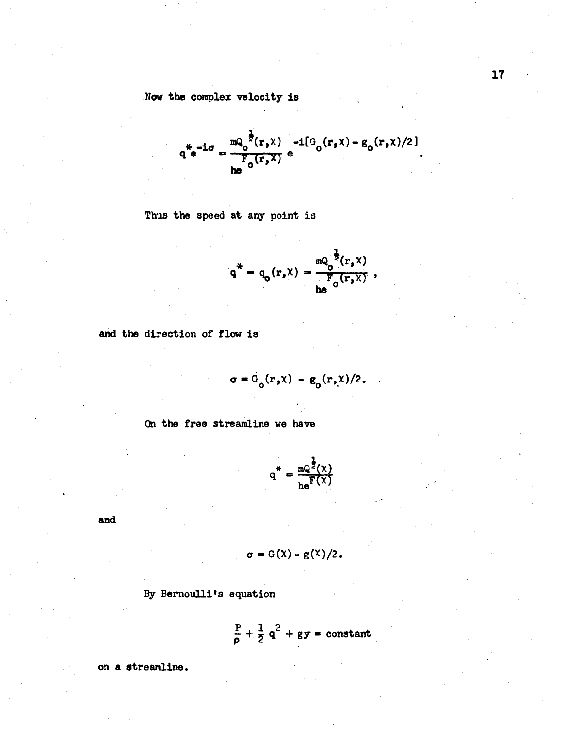Now the complex velocity is

$$q^* e^{-i\sigma} = \frac{mQ_o^{\frac{1}{2}}(r,\chi)}{he^{F_o(r,\chi)}} e^{-i[G_o(r,\chi) - g_o(r,\chi)/2]} .$$

Thus the speed at any point is

$$q^* = q_o(r,\chi) = \frac{mQ_o^{\frac{1}{2}}(r,\chi)}{he^{F_o(r,\chi)}} ,$$

and the direction of flow is

$$\sigma = G_o(r,\chi) - g_o(r,\chi)/2.$$

On the free streamline we have

$$q^* = \frac{mQ^{\frac{1}{2}}(\chi)}{he^{F(\chi)}}$$

and

$$\sigma = G(\chi) - g(\chi)/2.$$

By Bernoulli's equation

$$\frac{P}{\rho} + \frac{1}{2} q^2 + gy = \text{constant}$$

on a streamline.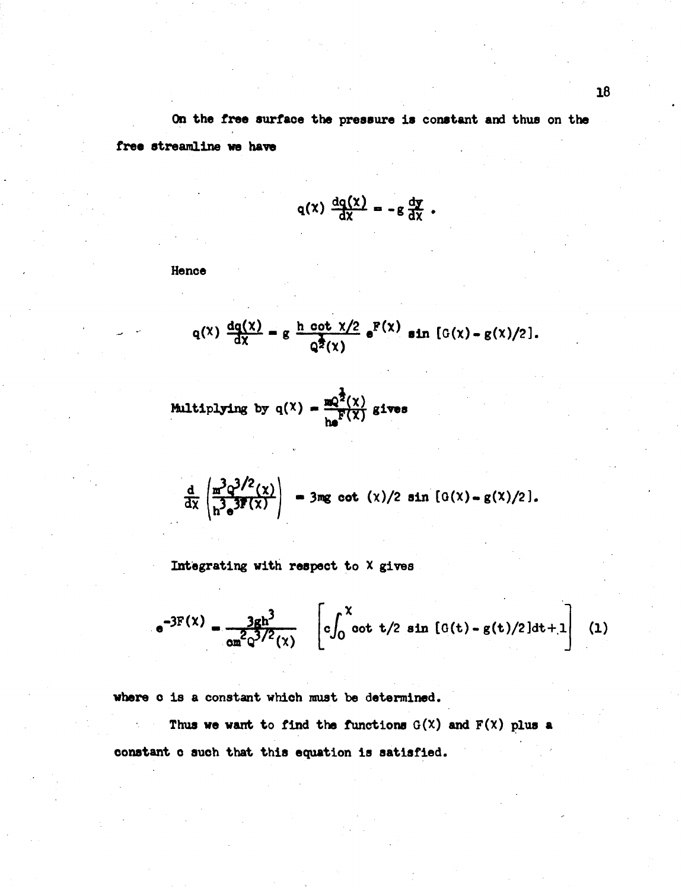On the free surface the pressure is constant and thus on the free streamline we have

$$q(\chi) \frac{dq(\chi)}{d\chi} = -g \frac{dy}{d\chi} .$$

Hence

$$q(\chi) \frac{dq(\chi)}{d\chi} = g \frac{h \cot \chi/2}{Q^{\frac{1}{2}}(\chi)} e^{F(\chi)} \sin [G(\chi) - g(\chi)/2].$$

Multiplying by $q(\chi) = \frac{mQ^{\frac{1}{2}}(\chi)}{he^{F(\chi)}}$ gives

$$\frac{d}{d\chi} \left( \frac{m^3 Q^{3/2}(\chi)}{h^3 e^{3F(\chi)}} \right) = 3mg \cot (\chi)/2 \sin [G(\chi) - g(\chi)/2].$$

Integrating with respect to $\chi$ gives

$$e^{-3F(\chi)} = \frac{3gh^3}{cm^2 Q^{3/2}(\chi)} \left[ c\int_0^{\chi} \cot t/2 \sin [G(t) - g(t)/2] dt + 1 \right] \quad (1)$$

where $c$ is a constant which must be determined.

Thus we want to find the functions $G(\chi)$ and $F(\chi)$ plus a constant $c$ such that this equation is satisfied.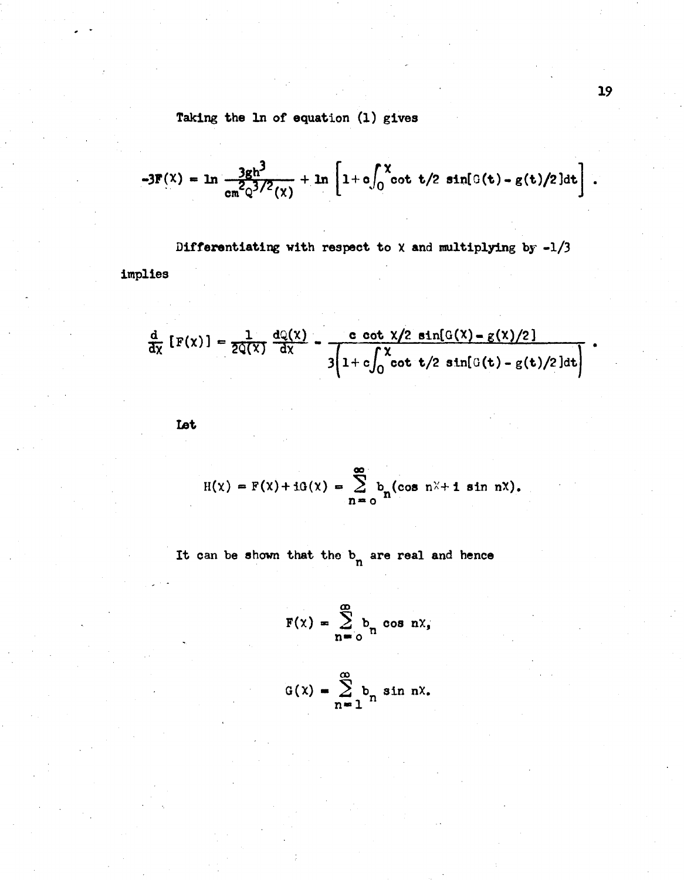Taking the ln of equation (1) gives

$$-3F(\chi) = \ln \frac{3gh^3}{cm^2 Q^{3/2}(\chi)} + \ln \left[1 + c\int_0^{\chi} \cot t/2 \sin[G(t) - g(t)/2]dt\right] .$$

Differentiating with respect to $\chi$ and multiplying by $-1/3$ implies

$$\frac{d}{d\chi}[F(\chi)] = \frac{1}{2Q(\chi)} \frac{dQ(\chi)}{d\chi} - \frac{c \cot \chi/2 \sin[G(\chi) - g(\chi)/2]}{3\left(1 + c\int_0^{\chi} \cot t/2 \sin[G(t) - g(t)/2]dt\right)} .$$

Let

$$H(\chi) = F(\chi) + iG(\chi) = \sum_{n=o}^{\infty} b_n(\cos n\chi + i \sin n\chi).$$

It can be shown that the $b_n$ are real and hence

$$F(\chi) = \sum_{n=o}^{\infty} b_n \cos n\chi,$$

$$G(\chi) = \sum_{n=1}^{\infty} b_n \sin n\chi.$$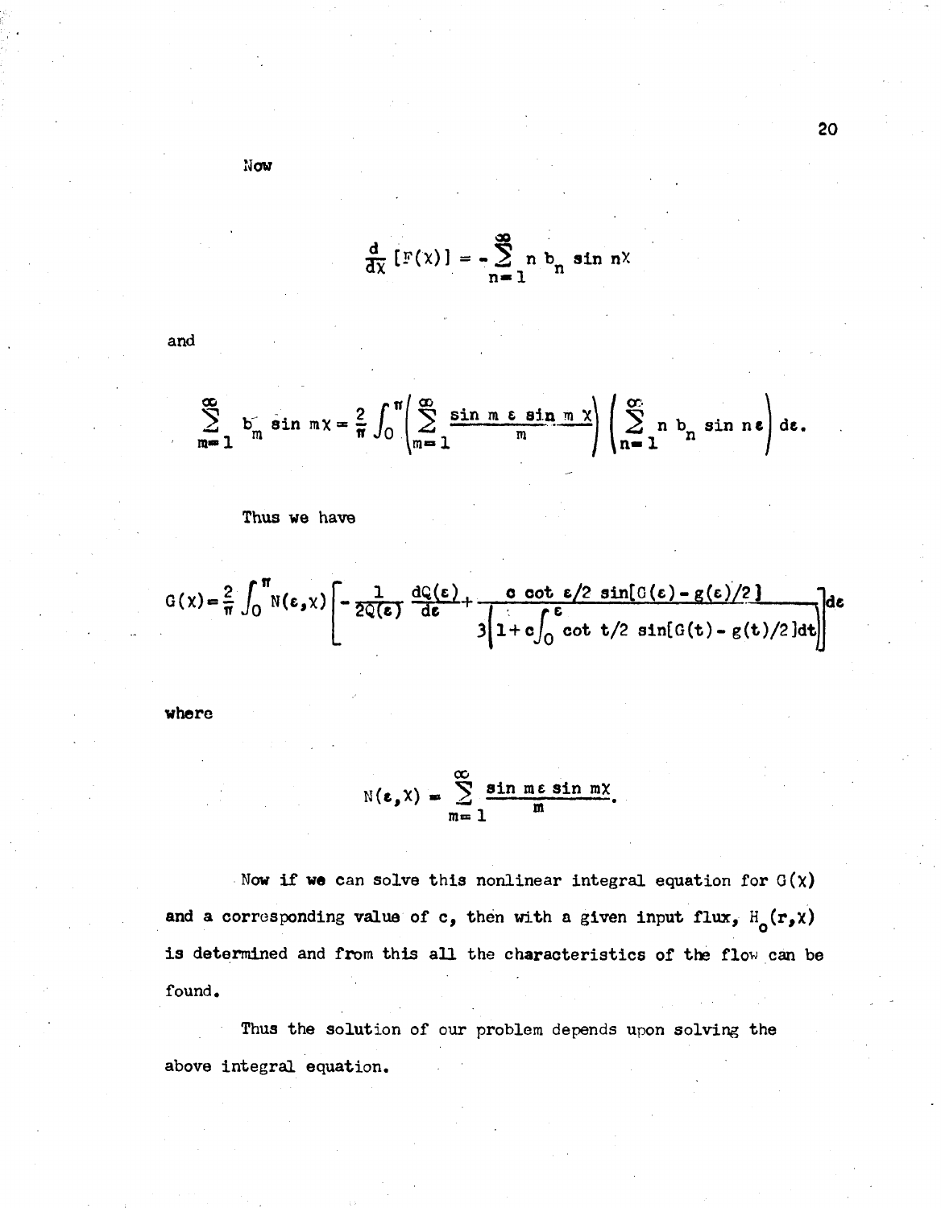Now

$$\frac{d}{d\chi}[F(\chi)] = -\sum_{n=1}^{\infty} n\, b_n \sin n\chi$$

and

$$\sum_{m=1}^{\infty} b_m \sin m\chi = \frac{2}{\pi}\int_0^{\pi}\left(\sum_{m=1}^{\infty}\frac{\sin m\,\varepsilon \sin m\,\chi}{m}\right)\left(\sum_{n=1}^{\infty} n\, b_n \sin n\varepsilon\right) d\varepsilon.$$

Thus we have

$$G(\chi) = \frac{2}{\pi}\int_0^{\pi} N(\varepsilon,\chi)\left[-\frac{1}{2Q(\varepsilon)}\frac{dQ(\varepsilon)}{d\varepsilon} + \frac{c\cot\varepsilon/2\,\sin[G(\varepsilon)-g(\varepsilon)/2]}{3\left(1+c\int_0^{\varepsilon}\cot t/2\,\sin[G(t)-g(t)/2]dt\right)}\right]d\varepsilon$$

where

$$N(\varepsilon,\chi) = \sum_{m=1}^{\infty}\frac{\sin m\varepsilon \sin m\chi}{m}.$$

Now if we can solve this nonlinear integral equation for $G(\chi)$ and a corresponding value of c, then with a given input flux, $H_o(r,\chi)$ is determined and from this all the characteristics of the flow can be found.

Thus the solution of our problem depends upon solving the above integral equation.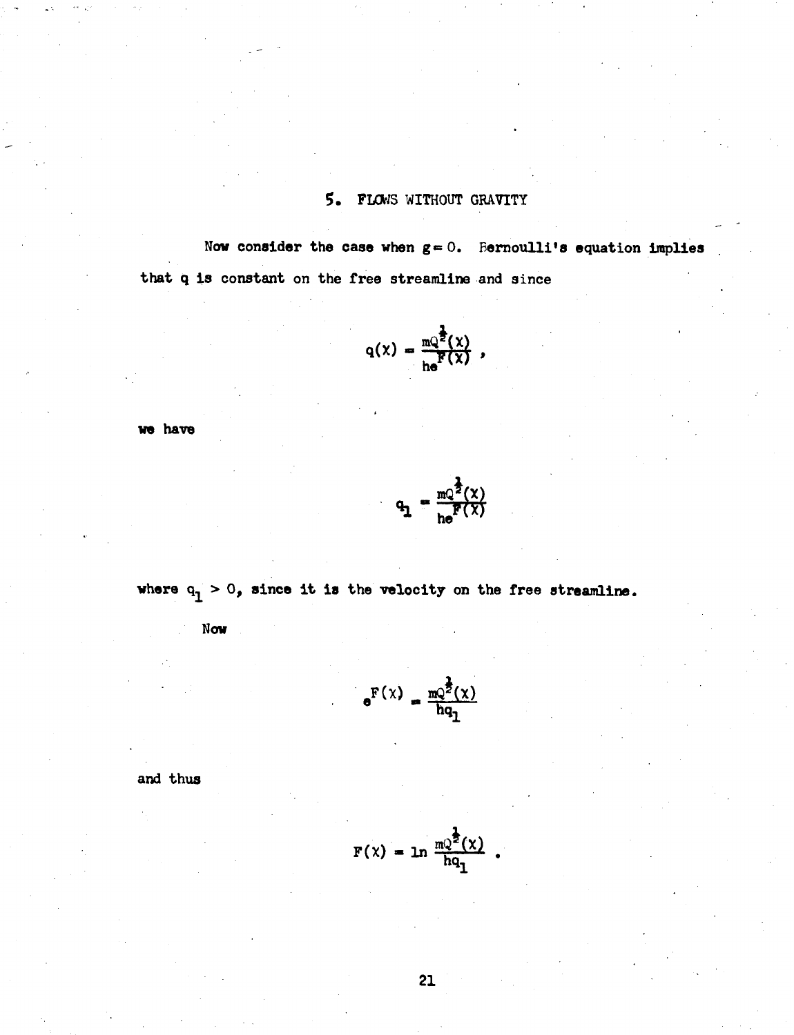## 5. FLOWS WITHOUT GRAVITY

Now consider the case when $g = 0$. Bernoulli's equation implies that $q$ is constant on the free streamline and since

$$q(\chi) = \frac{mQ^{\frac{1}{2}}(\chi)}{he^{F(\chi)}} ,$$

we have

$$q_1 = \frac{mQ^{\frac{1}{2}}(\chi)}{he^{F(\chi)}}$$

where $q_1 > 0$, since it is the velocity on the free streamline.

Now

$$e^{F(\chi)} = \frac{mQ^{\frac{1}{2}}(\chi)}{hq_1}$$

and thus

$$F(\chi) = \ln \frac{mQ^{\frac{1}{2}}(\chi)}{hq_1} .$$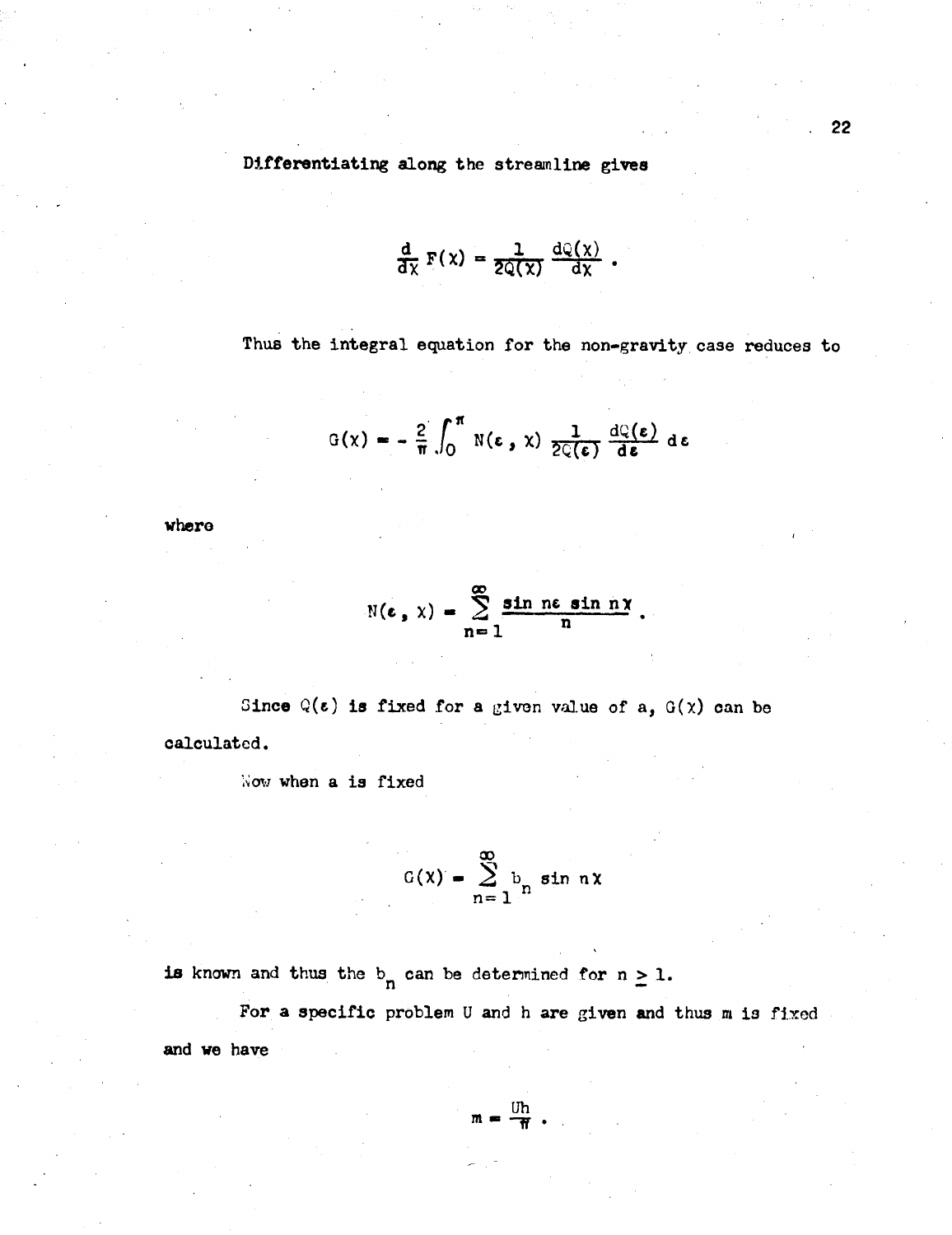Differentiating along the streamline gives

$$\frac{d}{d\chi} F(\chi) = \frac{1}{2Q(\chi)} \frac{dQ(\chi)}{d\chi} .$$

Thus the integral equation for the non-gravity case reduces to

$$G(\chi) = - \frac{2}{\pi} \int_0^{\pi} N(\varepsilon , \chi) \frac{1}{2Q(\varepsilon)} \frac{dQ(\varepsilon)}{d\varepsilon} d\varepsilon$$

where

$$N(\varepsilon , \chi) = \sum_{n=1}^{\infty} \frac{\sin n\varepsilon \sin n\chi}{n} .$$

Since $Q(\varepsilon)$ is fixed for a given value of a, $G(\chi)$ can be calculated.

Now when a is fixed

$$G(\chi) = \sum_{n=1}^{\infty} b_n \sin n\chi$$

is known and thus the $b_n$ can be determined for $n \geq 1$.

For a specific problem U and h are given and thus m is fixed and we have

$$m = \frac{Uh}{\pi} .$$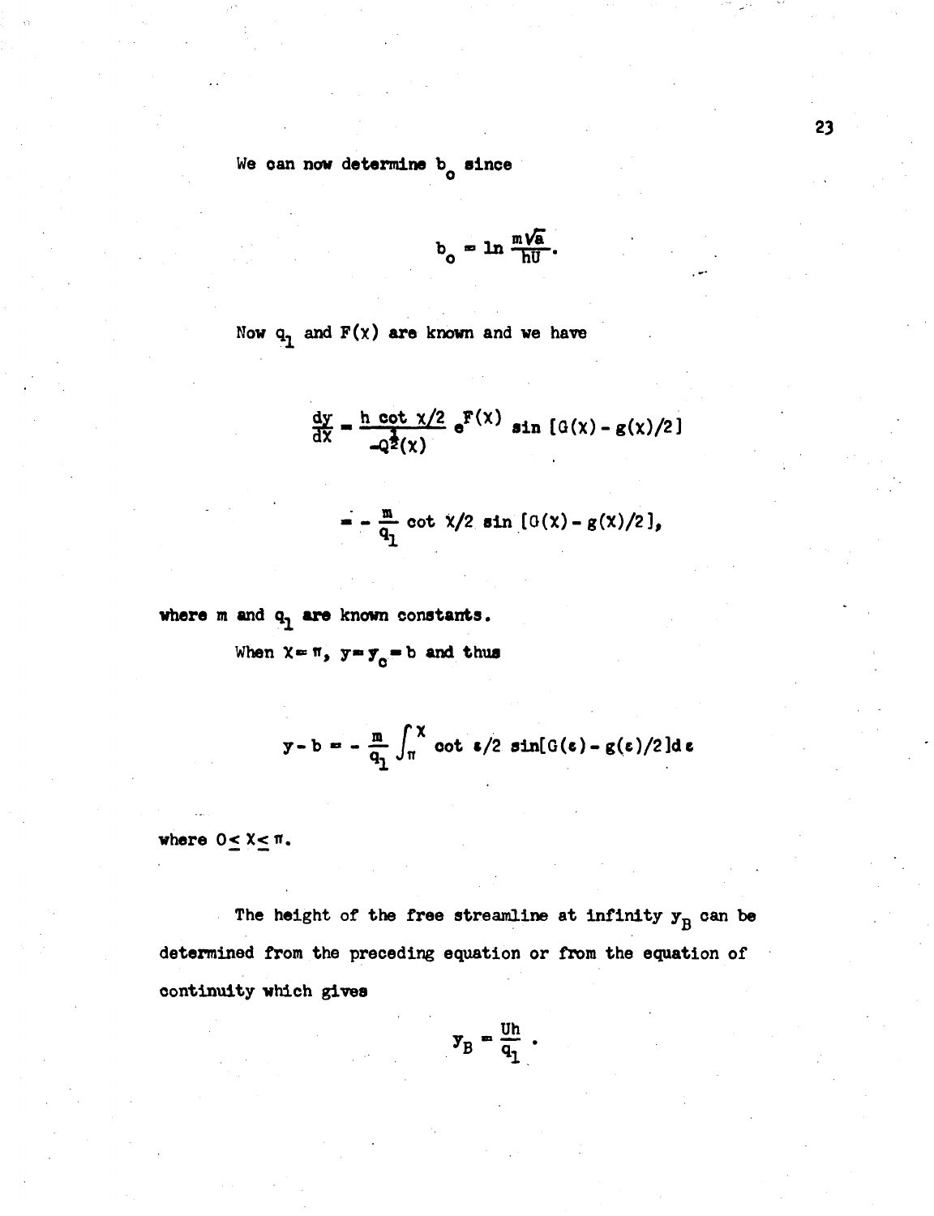We can now determine $b_o$ since

$$b_o = \ln \frac{m\sqrt{a}}{hU}.$$

Now $q_1$ and $F(\chi)$ are known and we have

$$\frac{dy}{d\chi} = \frac{h \cot \chi/2}{-Q^{\frac{1}{2}}(\chi)} e^{F(\chi)} \sin [G(\chi) - g(\chi)/2]$$

$$= -\frac{m}{q_1} \cot \chi/2 \sin [G(\chi) - g(\chi)/2],$$

where $m$ and $q_1$ are known constants.

When $\chi = \pi$, $y = y_c = b$ and thus

$$y - b = -\frac{m}{q_1} \int_{\pi}^{\chi} \cot \varepsilon/2 \sin[G(\varepsilon) - g(\varepsilon)/2] d\varepsilon$$

where $0 \leq \chi \leq \pi$.

The height of the free streamline at infinity $y_B$ can be determined from the preceding equation or from the equation of continuity which gives

$$y_B = \frac{Uh}{q_1}.$$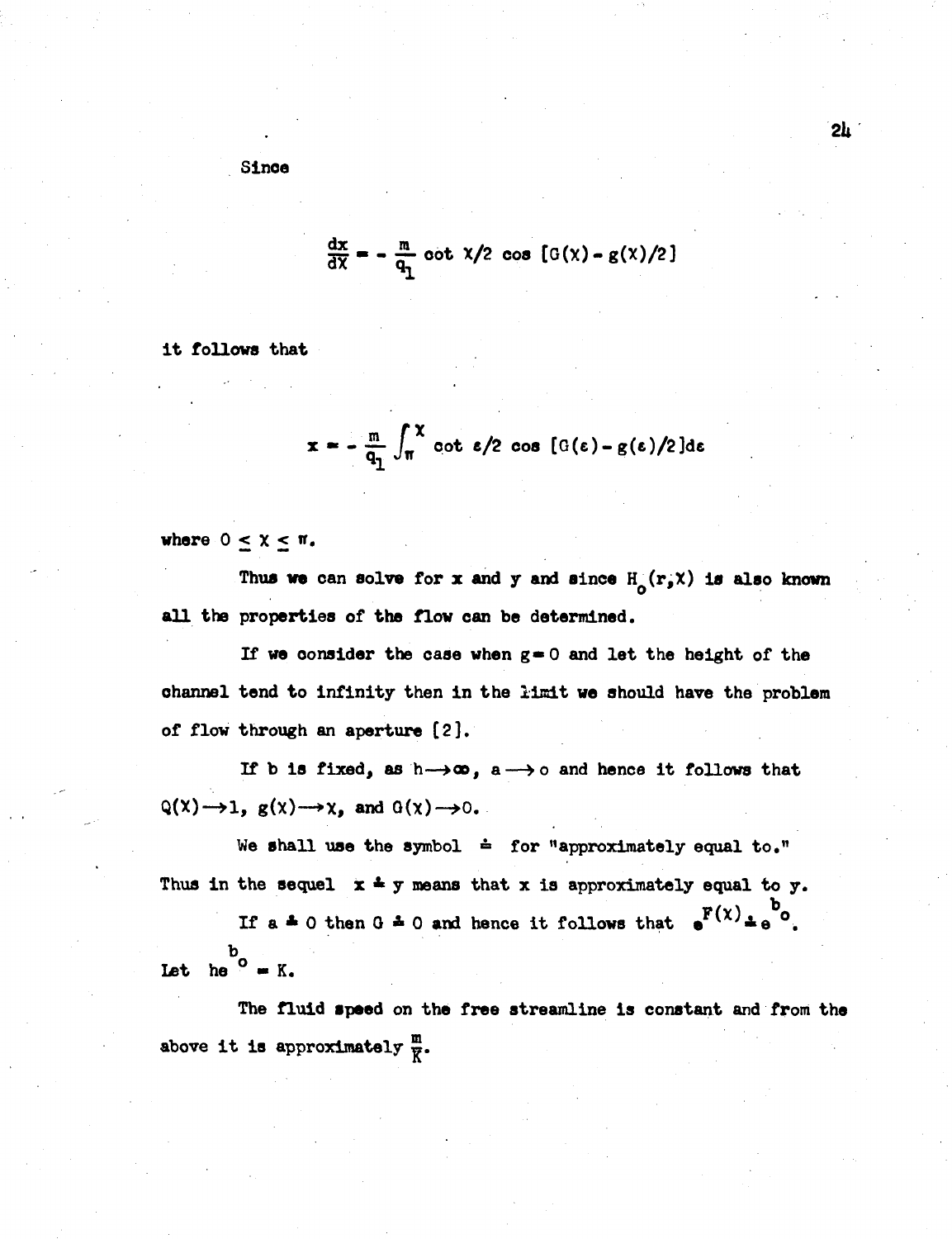Since

$$\frac{dx}{d\chi} = -\frac{m}{q_1} \cot \chi/2 \cos [G(\chi) - g(\chi)/2]$$

it follows that

$$x = -\frac{m}{q_1} \int_{\pi}^{\chi} \cot \varepsilon/2 \cos [G(\varepsilon) - g(\varepsilon)/2] d\varepsilon$$

where $0 \leq \chi \leq \pi$.

Thus we can solve for x and y and since $H_o(r,\chi)$ is also known all the properties of the flow can be determined.

If we consider the case when $g = 0$ and let the height of the channel tend to infinity then in the limit we should have the problem of flow through an aperture [2].

If b is fixed, as $h \longrightarrow \infty$, $a \longrightarrow o$ and hence it follows that $Q(\chi) \longrightarrow 1$, $g(\chi) \longrightarrow \chi$, and $G(\chi) \longrightarrow 0$.

We shall use the symbol $\doteq$ for "approximately equal to." Thus in the sequel $x \doteq y$ means that x is approximately equal to y.

If $a \doteq 0$ then $G \doteq 0$ and hence it follows that $e^{F(\chi)} \doteq e^{b_o}$.

Let $he^{b_o} = K$.

The fluid speed on the free streamline is constant and from the above it is approximately $\frac{m}{K}$.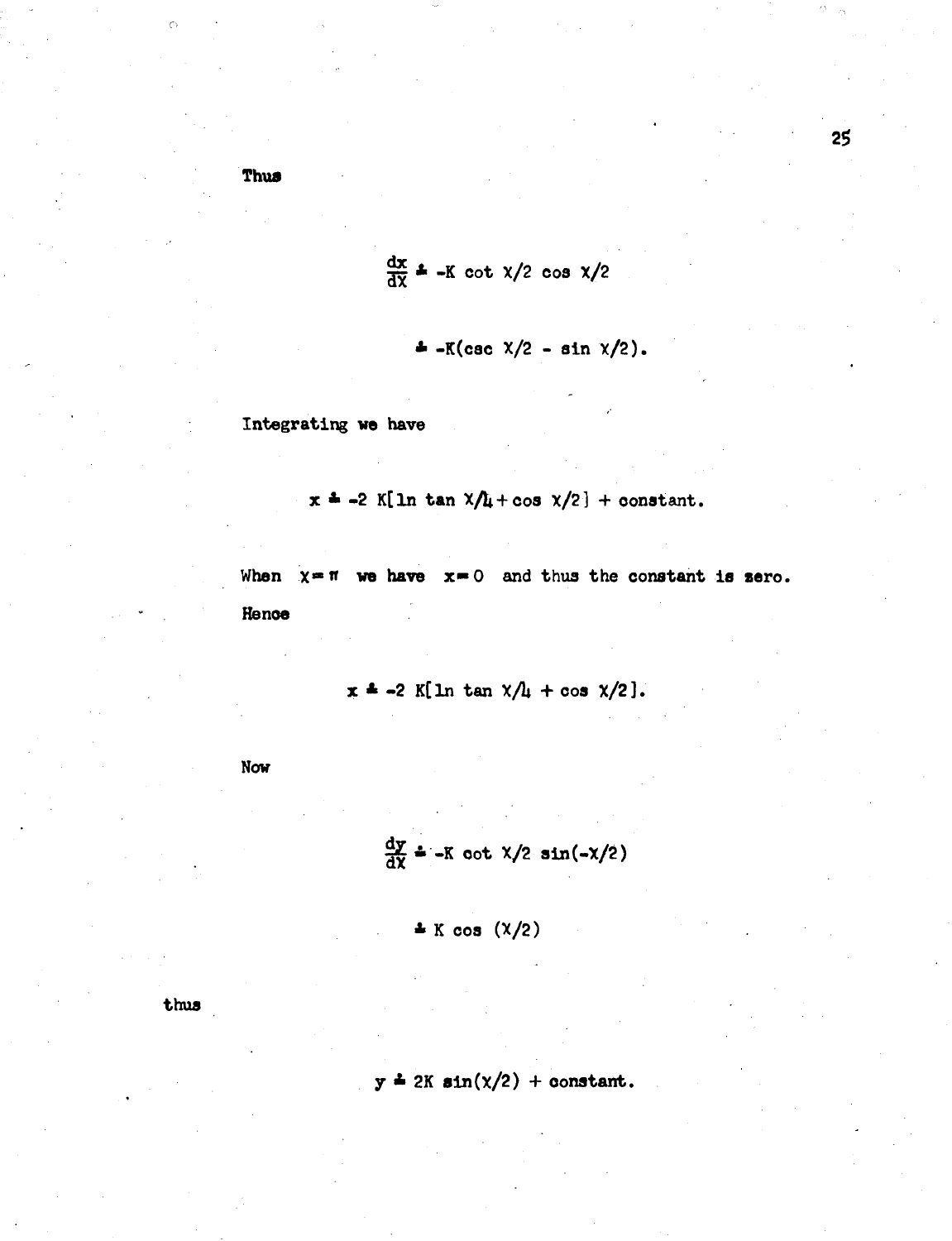Thus

$$\frac{dx}{d\chi} \doteq -K \cot \chi/2 \cos \chi/2$$

$$\doteq -K(\csc \chi/2 - \sin \chi/2).$$

Integrating we have

$$x \doteq -2\, K[\ln \tan \chi/4 + \cos \chi/2] + \text{constant}.$$

When $\chi = \pi$ we have $x = 0$ and thus the constant is zero.

Hence

$$x \doteq -2\, K[\ln \tan \chi/4 + \cos \chi/2].$$

Now

$$\frac{dy}{d\chi} \doteq -K \cot \chi/2 \sin(-\chi/2)$$

$$\doteq K \cos (\chi/2)$$

thus

$$y \doteq 2K \sin(\chi/2) + \text{constant}.$$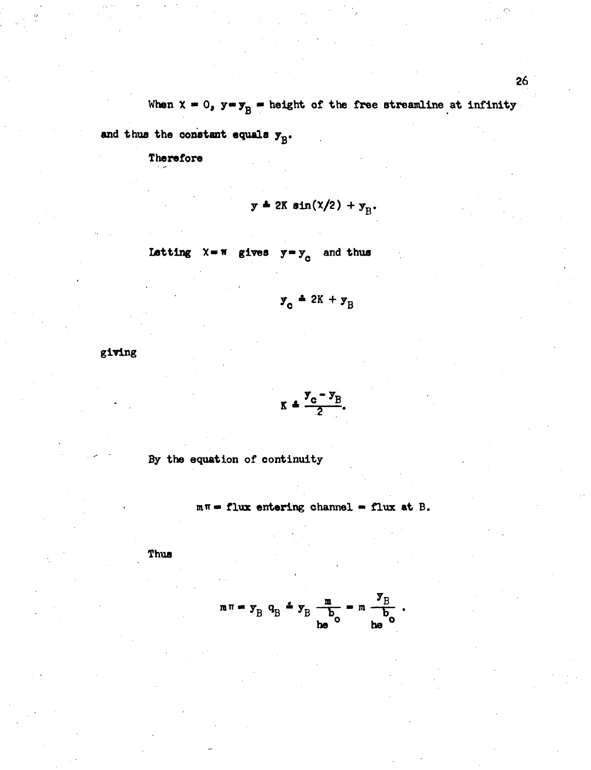When $\chi = 0$, $y = y_B$ = height of the free streamline at infinity and thus the constant equals $y_B$.

Therefore

$$y \doteq 2K \sin(\chi/2) + y_B.$$

Letting $\chi = \pi$ gives $y = y_c$ and thus

$$y_c \doteq 2K + y_B$$

giving

$$K \doteq \frac{y_c - y_B}{2}.$$

By the equation of continuity

$$m\pi = \text{flux entering channel} = \text{flux at B.}$$

Thus

$$m\pi = y_B\, q_B \doteq y_B \frac{m}{he^{b_o}} = m \frac{y_B}{he^{b_o}}.$$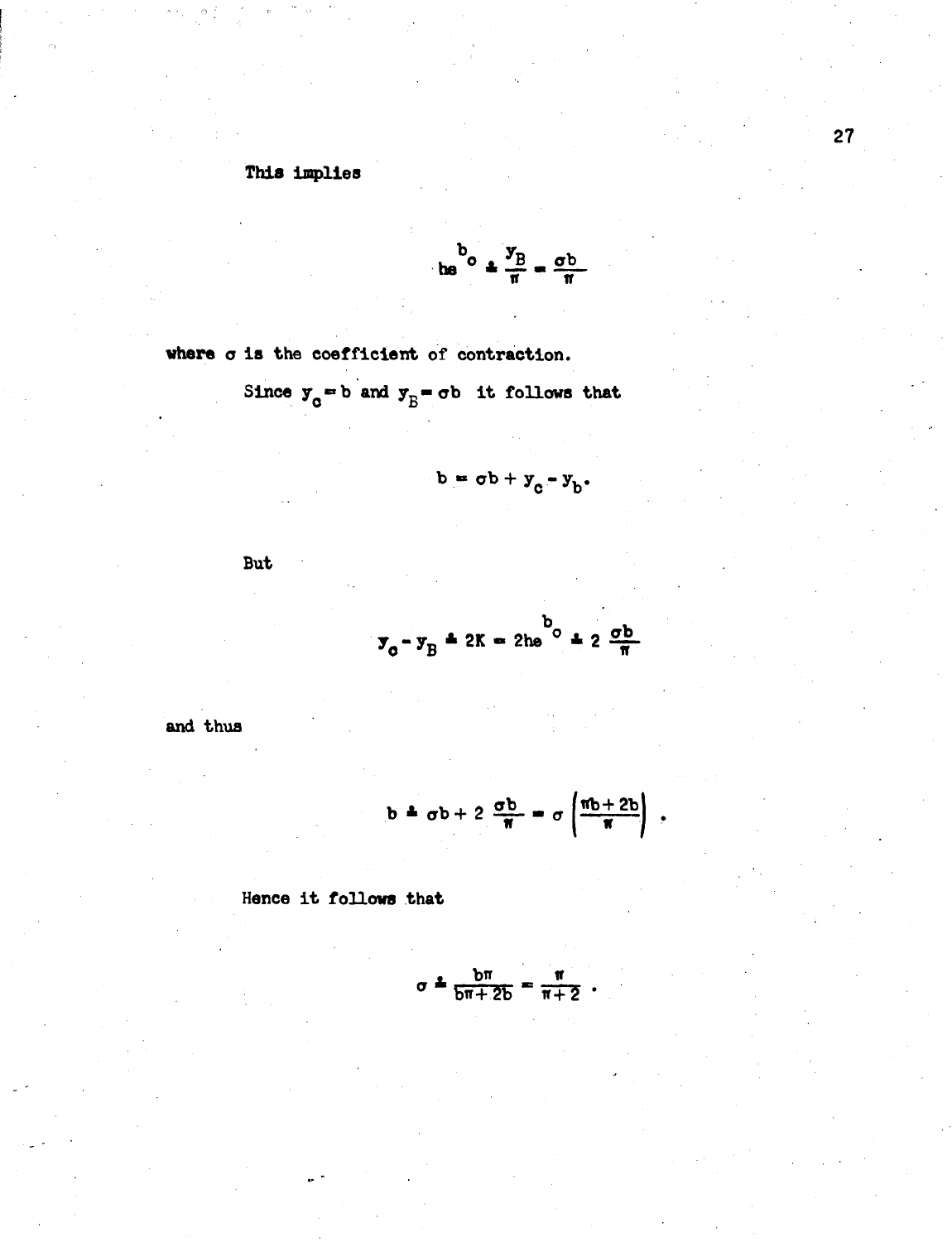This implies

$$he^{b_o} \doteq \frac{y_B}{\pi} = \frac{\sigma b}{\pi}$$

where $\sigma$ is the coefficient of contraction.

Since $y_c = b$ and $y_B = \sigma b$ it follows that

$$b = \sigma b + y_c - y_b.$$

But

$$y_c - y_B \doteq 2K = 2he^{b_o} \doteq 2\,\frac{\sigma b}{\pi}$$

and thus

$$b \doteq \sigma b + 2\,\frac{\sigma b}{\pi} = \sigma\left(\frac{\pi b + 2b}{\pi}\right) .$$

Hence it follows that

$$\sigma \doteq \frac{b\pi}{b\pi + 2b} = \frac{\pi}{\pi + 2} .$$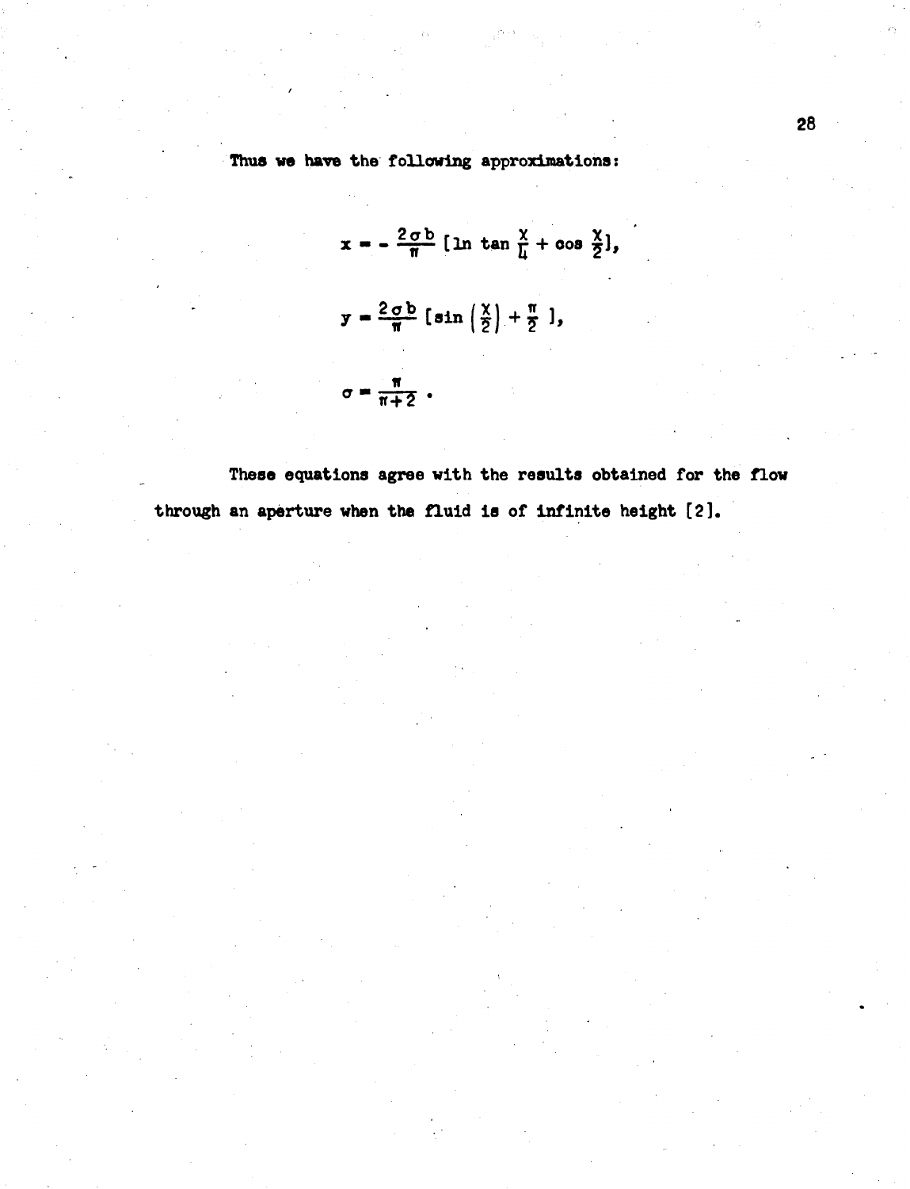Thus we have the following approximations:

$$x = -\frac{2\sigma b}{\pi}\left[\ln \tan \frac{\chi}{4} + \cos \frac{\chi}{2}\right],$$

$$y = \frac{2\sigma b}{\pi}\left[\sin\left(\frac{\chi}{2}\right) + \frac{\pi}{2}\right],$$

$$\sigma = \frac{\pi}{\pi + 2} .$$

These equations agree with the results obtained for the flow through an aperture when the fluid is of infinite height [2].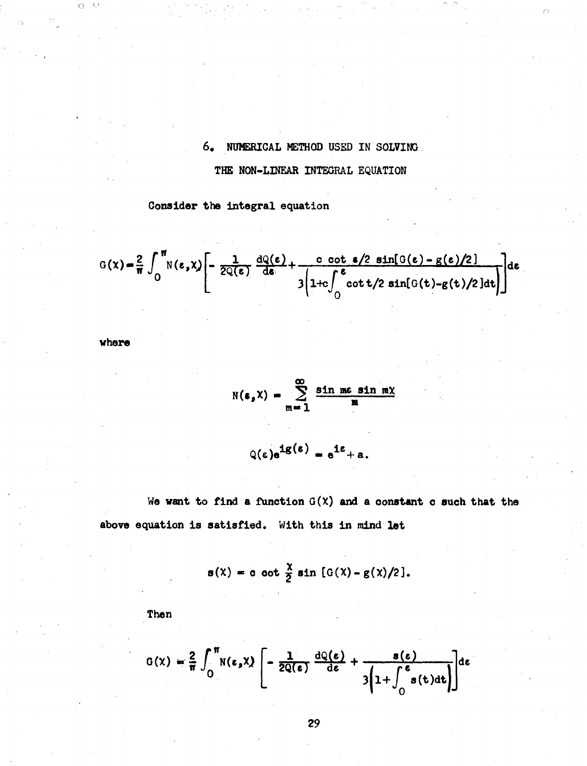## 6. NUMERICAL METHOD USED IN SOLVING THE NON-LINEAR INTEGRAL EQUATION

Consider the integral equation

$$G(X) = \frac{2}{\pi}\int_0^{\pi} N(\varepsilon, X)\left[-\frac{1}{2Q(\varepsilon)}\frac{dQ(\varepsilon)}{d\varepsilon} + \frac{c\cot \varepsilon/2\,\sin[G(\varepsilon) - g(\varepsilon)/2]}{3\left(1 + c\int_0^{\varepsilon}\cot t/2\,\sin[G(t) - g(t)/2]dt\right)}\right]d\varepsilon$$

where

$$N(\varepsilon, X) = \sum_{m=1}^{\infty}\frac{\sin m\varepsilon\,\sin mX}{m}$$

$$Q(\varepsilon)e^{ig(\varepsilon)} = e^{i\varepsilon} + a.$$

We want to find a function $G(X)$ and a constant $c$ such that the above equation is satisfied. With this in mind let

$$s(X) = c\cot\frac{X}{2}\sin[G(X) - g(X)/2].$$

Then

$$G(X) = \frac{2}{\pi}\int_0^{\pi} N(\varepsilon, X)\left[-\frac{1}{2Q(\varepsilon)}\frac{dQ(\varepsilon)}{d\varepsilon} + \frac{s(\varepsilon)}{3\left(1 + \int_0^{\varepsilon}s(t)dt\right)}\right]d\varepsilon$$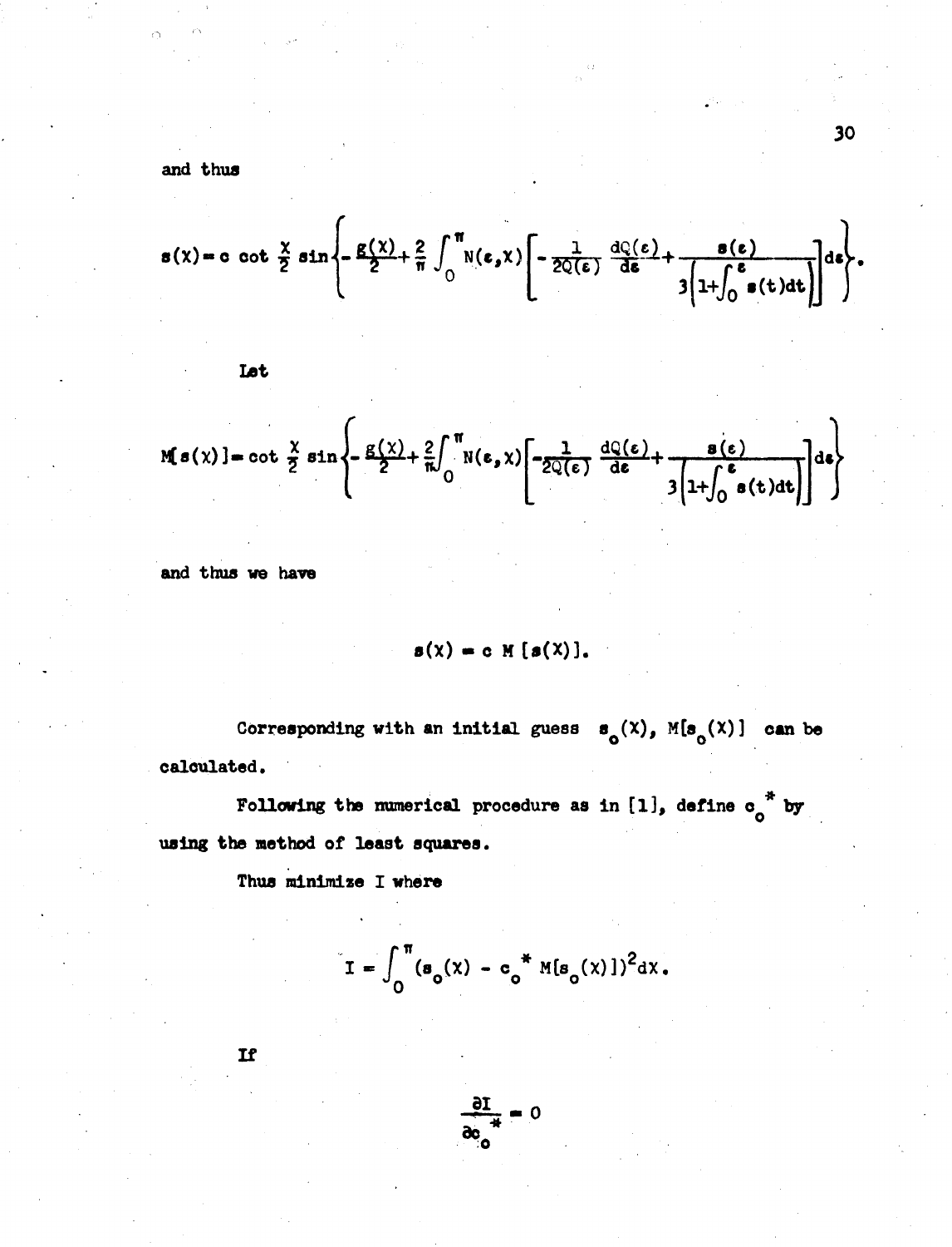and thus

$$s(X) = c \cot \frac{X}{2} \sin\left\{-\frac{g(X)}{2} + \frac{2}{\pi}\int_0^{\pi} N(\varepsilon, X)\left[-\frac{1}{2Q(\varepsilon)}\frac{dQ(\varepsilon)}{d\varepsilon} + \frac{s(\varepsilon)}{3\left[1+\int_0^{\varepsilon} s(t)dt\right]}\right]d\varepsilon\right\}.$$

Let

$$M[s(X)] = \cot \frac{X}{2} \sin\left\{-\frac{g(X)}{2} + \frac{2}{\pi}\int_0^{\pi} N(\varepsilon, X)\left[-\frac{1}{2Q(\varepsilon)}\frac{dQ(\varepsilon)}{d\varepsilon} + \frac{s(\varepsilon)}{3\left[1+\int_0^{\varepsilon} s(t)dt\right]}\right]d\varepsilon\right\}$$

and thus we have

$$s(X) = c\, M[s(X)].$$

Corresponding with an initial guess $s_o(X)$, $M[s_o(X)]$ can be calculated.

Following the numerical procedure as in [1], define $c_o^*$ by using the method of least squares.

Thus minimize I where

$$I = \int_0^{\pi} (s_o(X) - c_o^* M[s_o(X)])^2 dX.$$

If

$$\frac{\partial I}{\partial c_o^*} = 0$$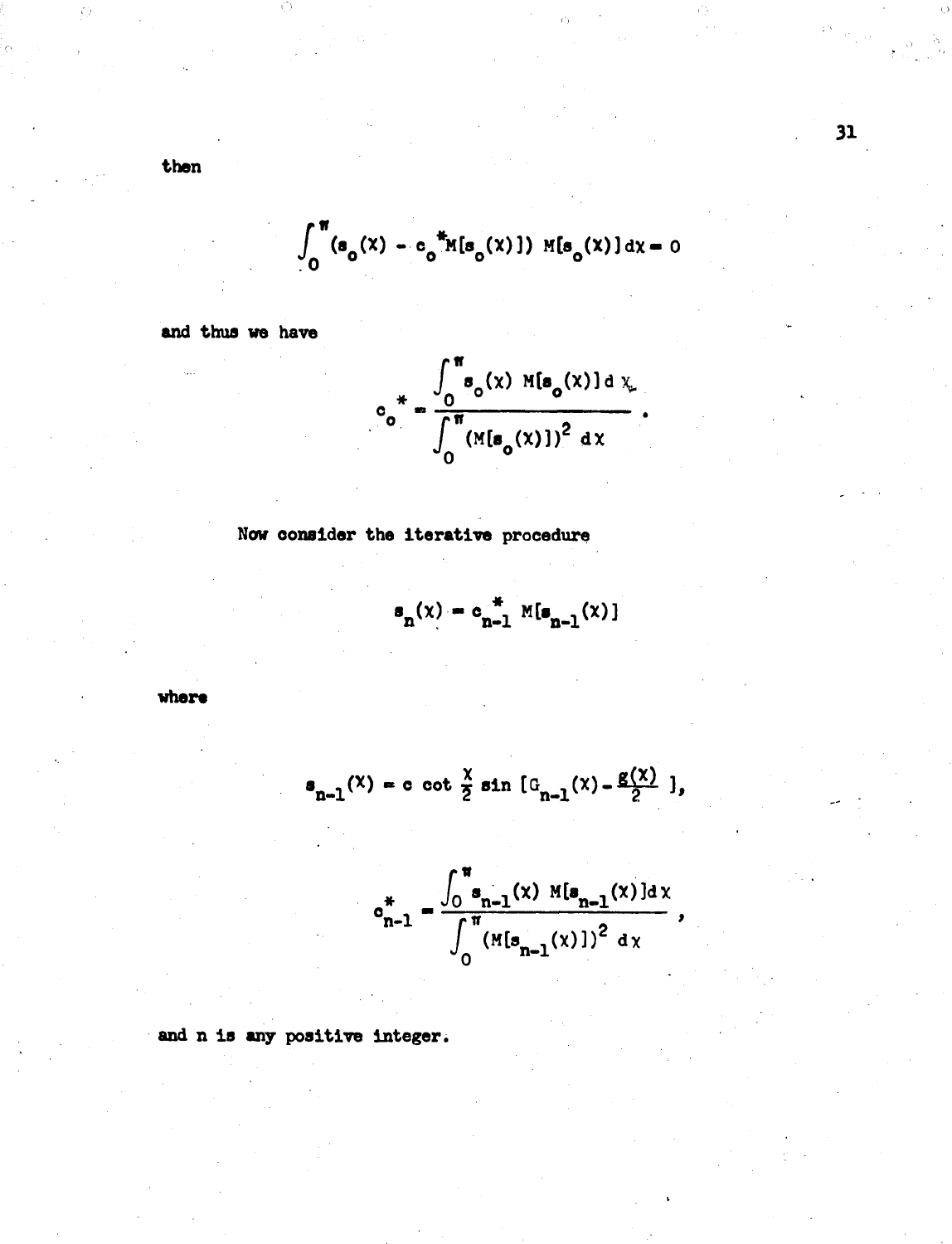then

$$\int_0^{\pi} (s_o(\chi) - c_o^* M[s_o(\chi)])\, M[s_o(\chi)]\, d\chi = 0$$

and thus we have

$$c_o^* = \frac{\int_0^{\pi} s_o(\chi)\, M[s_o(\chi)]\, d\chi}{\int_0^{\pi} (M[s_o(\chi)])^2\, d\chi} .$$

Now consider the iterative procedure

$$s_n(\chi) = c_{n-1}^* \, M[s_{n-1}(\chi)]$$

where

$$s_{n-1}(\chi) = c \cot \frac{\chi}{2} \sin [G_{n-1}(\chi) - \frac{g(\chi)}{2}],$$

$$c_{n-1}^* = \frac{\int_0^{\pi} s_{n-1}(\chi)\, M[s_{n-1}(\chi)]\, d\chi}{\int_0^{\pi} (M[s_{n-1}(\chi)])^2\, d\chi} ,$$

and n is any positive integer.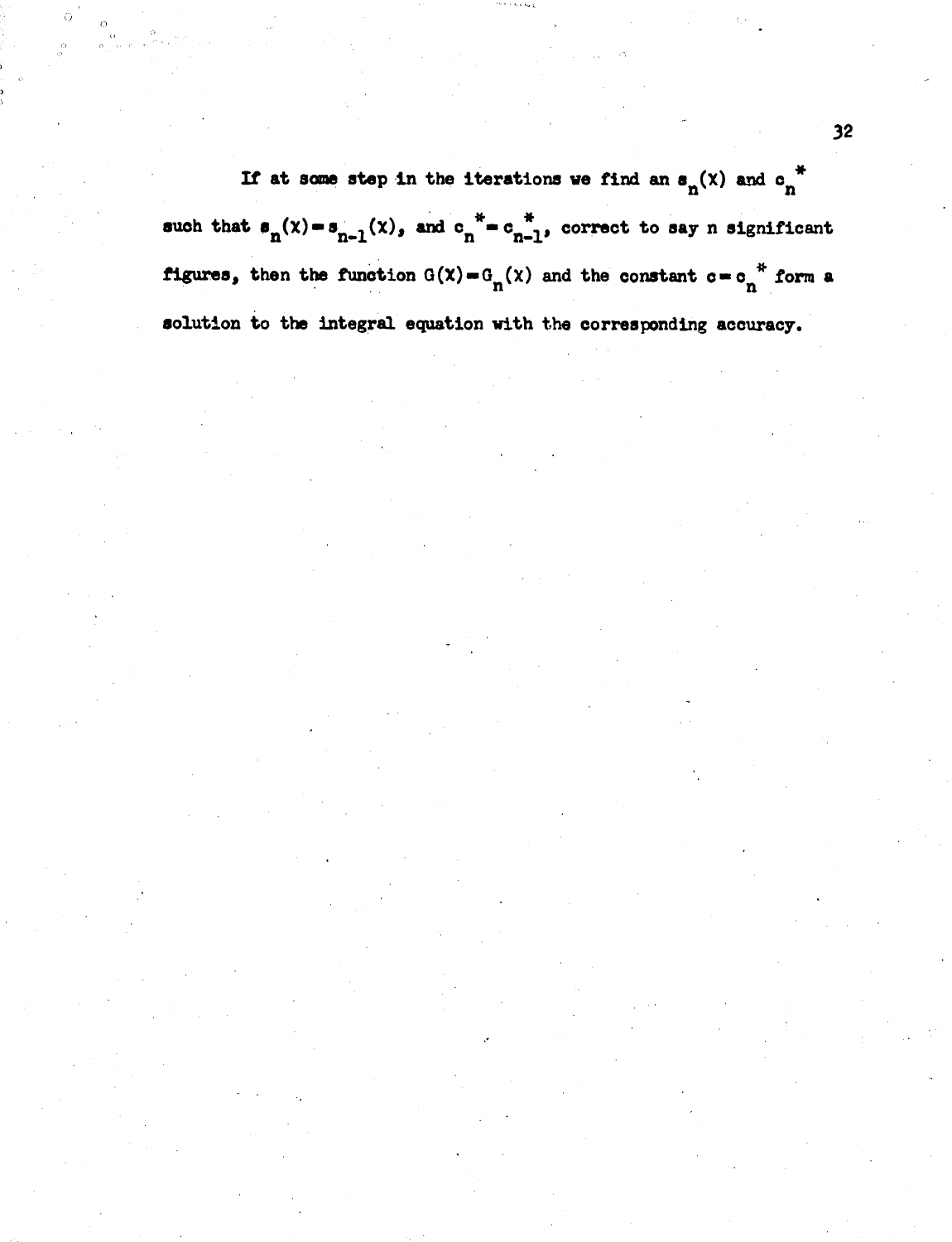If at some step in the iterations we find an $s_n(X)$ and $c_n^*$ such that $s_n(X) = s_{n-1}(X)$, and $c_n^* = c_{n-1}^*$, correct to say n significant figures, then the function $G(X) = G_n(X)$ and the constant $c = c_n^*$ form a solution to the integral equation with the corresponding accuracy.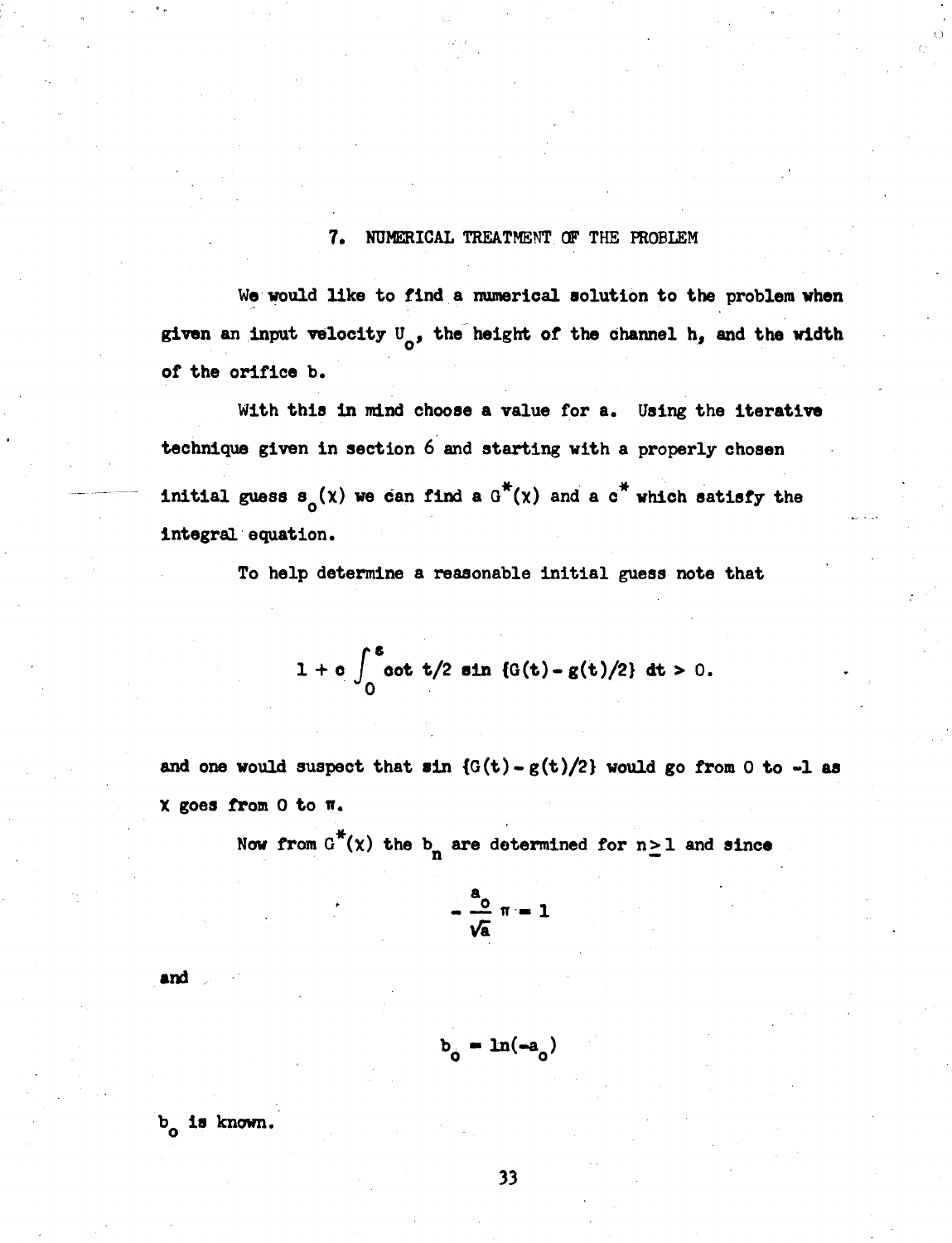## 7. NUMERICAL TREATMENT OF THE PROBLEM

We would like to find a numerical solution to the problem when given an input velocity $U_o$, the height of the channel h, and the width of the orifice b.

With this in mind choose a value for a. Using the iterative technique given in section 6 and starting with a properly chosen initial guess $s_o(\chi)$ we can find a $G^*(\chi)$ and a $c^*$ which satisfy the integral equation.

To help determine a reasonable initial guess note that

$$1 + c \int_0^{\varepsilon} \cot t/2 \sin \{G(t) - g(t)/2\} \, dt > 0.$$

and one would suspect that $\sin \{G(t) - g(t)/2\}$ would go from 0 to -1 as $\chi$ goes from 0 to $\pi$.

Now from $G^*(\chi)$ the $b_n$ are determined for $n \geq 1$ and since

$$- \frac{a_o}{\sqrt{a}} \pi = 1$$

and

$$b_o = \ln(-a_o)$$

$b_o$ is known.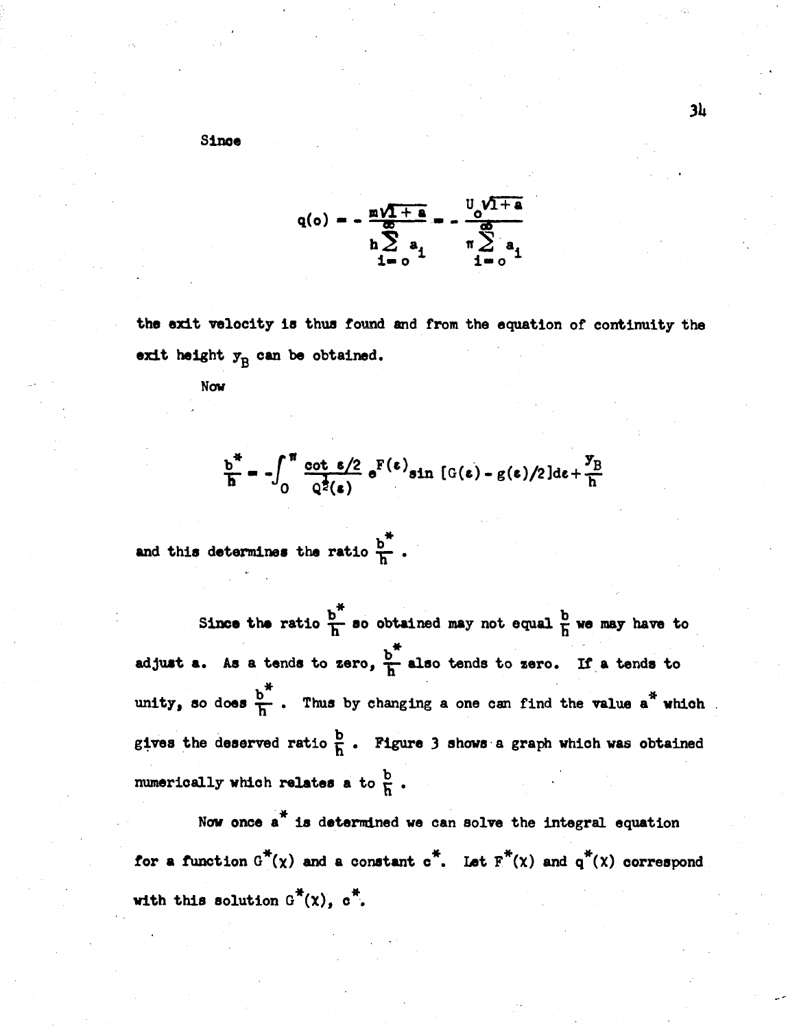Since

$$q(o) = -\frac{m\sqrt{1+a}}{h\sum_{i=o}^{\infty} a_i} = -\frac{U_o\sqrt{1+a}}{\pi\sum_{i=o}^{\infty} a_i}$$

the exit velocity is thus found and from the equation of continuity the exit height $y_B$ can be obtained.

Now

$$\frac{b^*}{h} = -\int_0^{\pi} \frac{\cot \varepsilon/2}{Q^2(\varepsilon)} e^{F(\varepsilon)} \sin\,[G(\varepsilon) - g(\varepsilon)/2]d\varepsilon + \frac{y_B}{h}$$

and this determines the ratio $\frac{b^*}{h}$.

Since the ratio $\frac{b^*}{h}$ so obtained may not equal $\frac{b}{h}$ we may have to adjust a. As a tends to zero, $\frac{b^*}{h}$ also tends to zero. If a tends to unity, so does $\frac{b^*}{h}$. Thus by changing a one can find the value $a^*$ which gives the deserved ratio $\frac{b}{h}$. Figure 3 shows a graph which was obtained numerically which relates a to $\frac{b}{h}$.

Now once $a^*$ is determined we can solve the integral equation for a function $G^*(\chi)$ and a constant $c^*$. Let $F^*(\chi)$ and $q^*(\chi)$ correspond with this solution $G^*(\chi)$, $c^*$.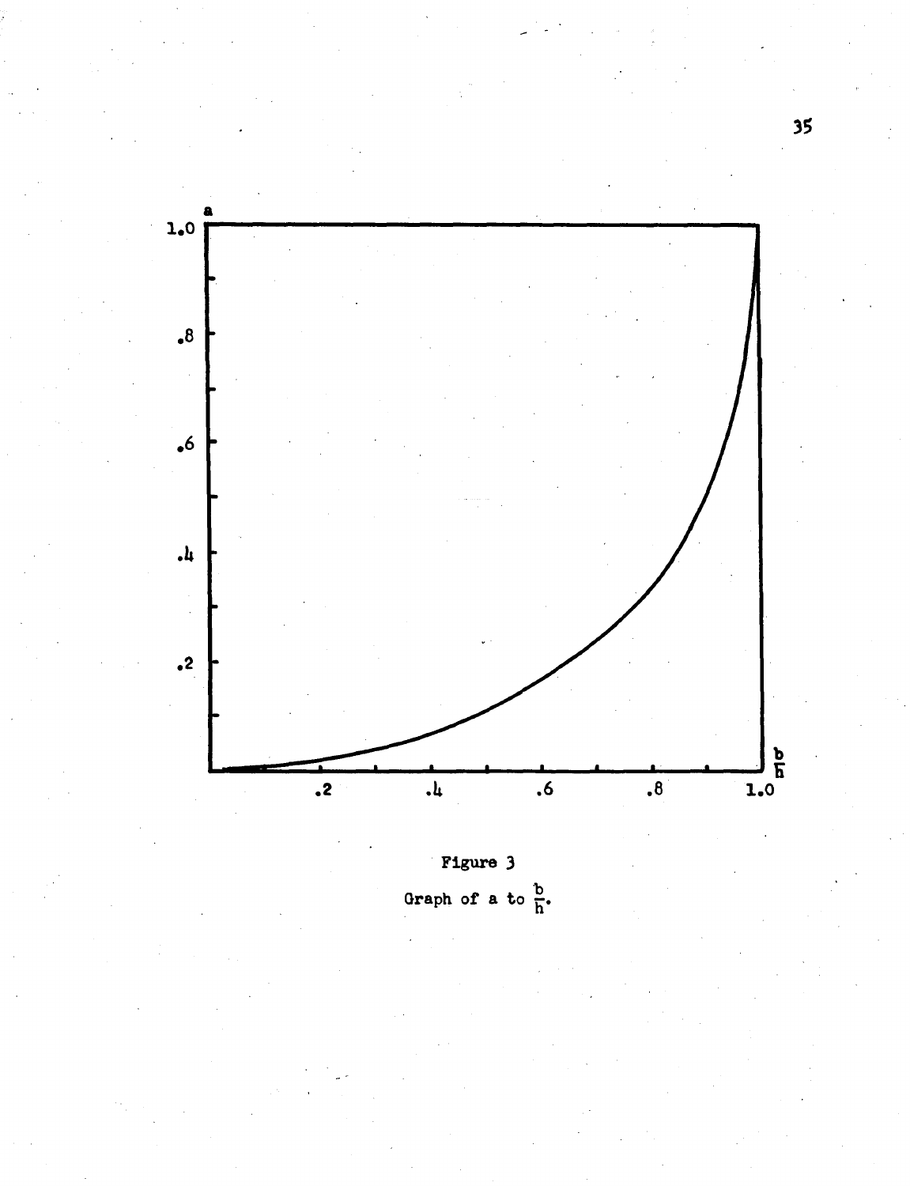Figure 3

Graph of a to $\frac{b}{h}$.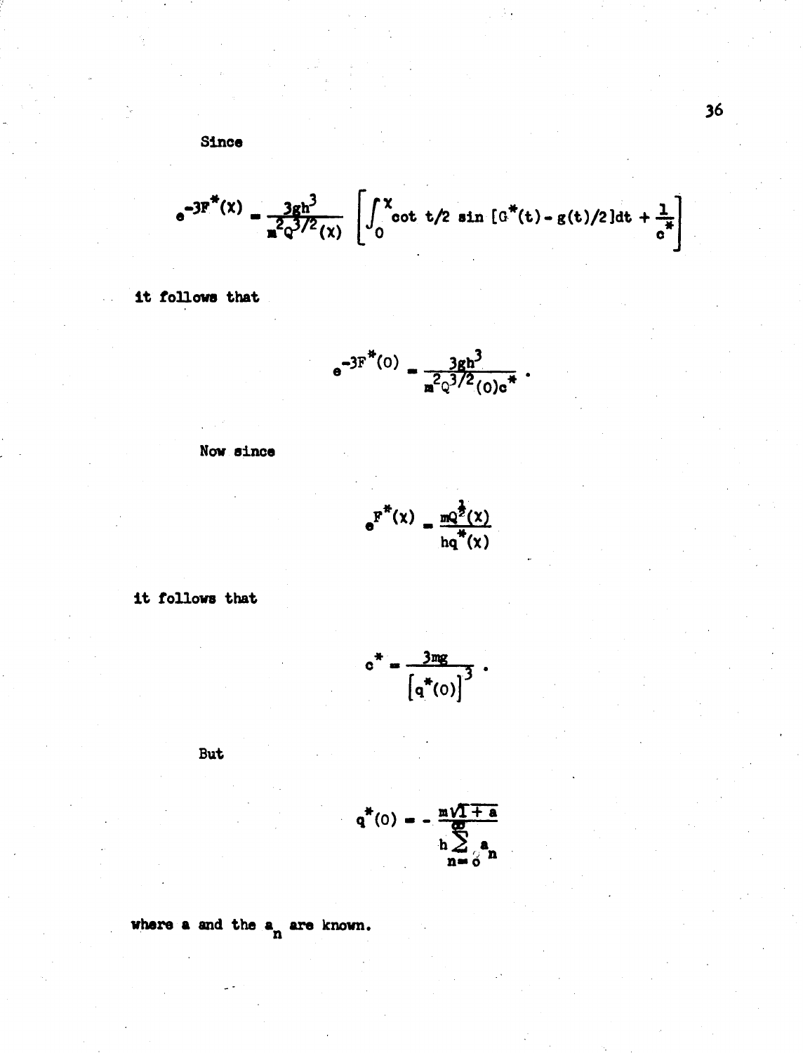Since

$$e^{-3F^*(\chi)} = \frac{3gh^3}{m^2Q^{3/2}(\chi)} \left[\int_0^\chi \cot t/2 \sin [G^*(t) - g(t)/2] dt + \frac{1}{c^*}\right]$$

it follows that

$$e^{-3F^*(0)} = \frac{3gh^3}{m^2Q^{3/2}(0)c^*} .$$

Now since

$$e^{F^*(\chi)} = \frac{mQ^{\frac{1}{2}}(\chi)}{hq^*(\chi)}$$

it follows that

$$c^* = \frac{3mg}{\left[q^*(0)\right]^3} .$$

But

$$q^*(0) = -\frac{m\sqrt{1+a}}{h\sum_{n=0}^{\infty} a_n}$$

where a and the $a_n$ are known.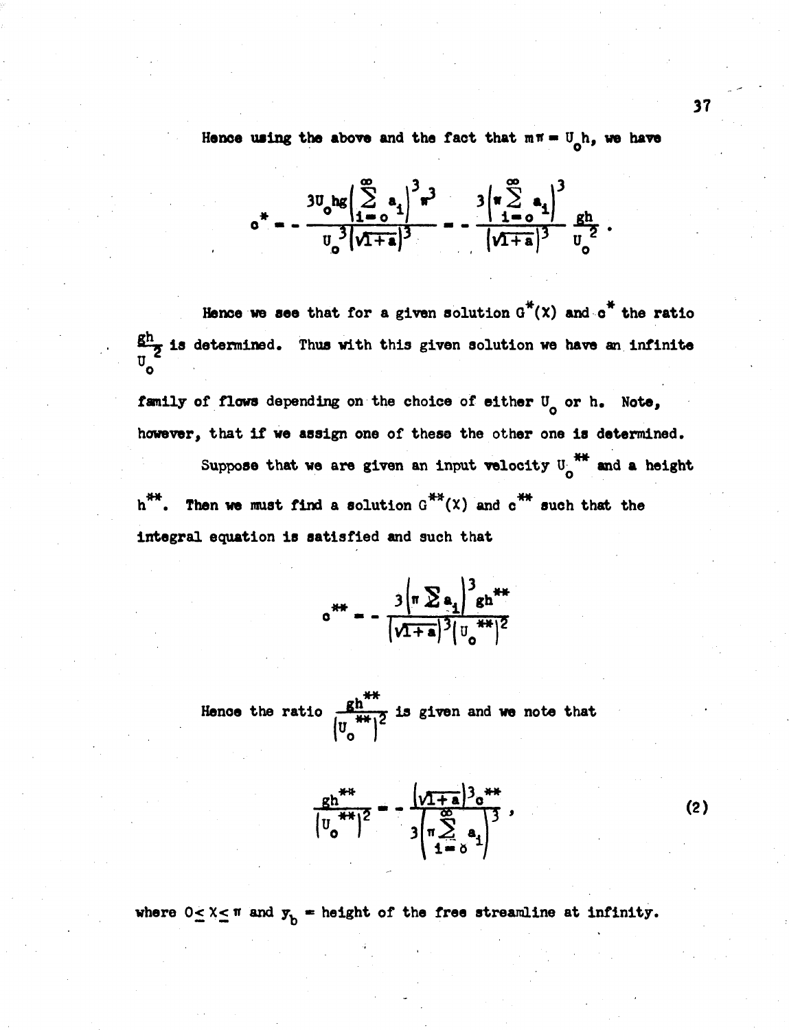Hence using the above and the fact that $m\pi = U_o h$, we have

$$c^* = -\frac{3U_o hg\left(\sum_{i=o}^{\infty} a_i\right)^3 \pi^3}{U_o^3\left(\sqrt{1+a}\right)^3} = -\frac{3\left(\pi\sum_{i=o}^{\infty} a_i\right)^3}{\left(\sqrt{1+a}\right)^3}\frac{gh}{U_o^2}.$$

Hence we see that for a given solution $G^*(X)$ and $c^*$ the ratio $\frac{gh}{U_o^2}$ is determined. Thus with this given solution we have an infinite family of flows depending on the choice of either $U_o$ or $h$. Note, however, that if we assign one of these the other one is determined.

Suppose that we are given an input velocity $U_o^{**}$ and a height $h^{**}$. Then we must find a solution $G^{**}(X)$ and $c^{**}$ such that the integral equation is satisfied and such that

$$c^{**} = -\frac{3\left(\pi\sum a_i\right)^3 gh^{**}}{\left(\sqrt{1+a}\right)^3\left(U_o^{**}\right)^2}$$

Hence the ratio $\frac{gh^{**}}{\left(U_o^{**}\right)^2}$ is given and we note that

$$\frac{gh^{**}}{\left(U_o^{**}\right)^2} = -\frac{\left(\sqrt{1+a}\right)^3 c^{**}}{3\left(\pi\sum_{i=o}^{\infty} a_i\right)^3}, \tag{2}$$

where $0 \leq X \leq \pi$ and $y_b$ = height of the free streamline at infinity.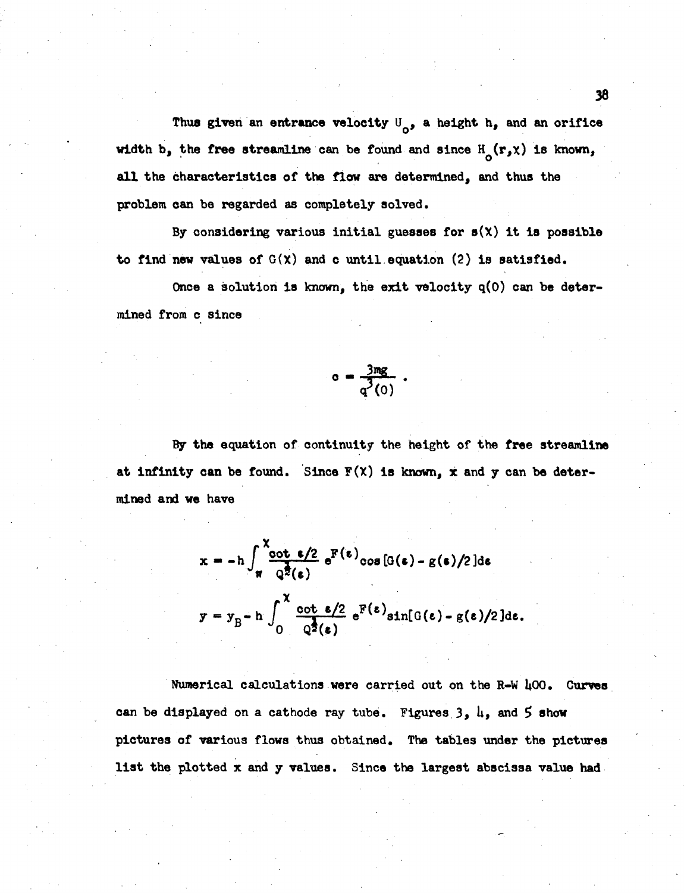Thus given an entrance velocity $U_0$, a height h, and an orifice width b, the free streamline can be found and since $H_0(r,\chi)$ is known, all the characteristics of the flow are determined, and thus the problem can be regarded as completely solved.

By considering various initial guesses for $s(\chi)$ it is possible to find new values of $G(\chi)$ and c until equation (2) is satisfied.

Once a solution is known, the exit velocity q(0) can be determined from c since

$$c = \frac{3mg}{q^3(0)} .$$

By the equation of continuity the height of the free streamline at infinity can be found. Since $F(\chi)$ is known, x and y can be determined and we have

$$x = -h\int_{\pi}^{\chi} \frac{\cot \varepsilon/2}{Q^{\frac{1}{2}}(\varepsilon)} e^{F(\varepsilon)} \cos\left[G(\varepsilon) - g(\varepsilon)/2\right] d\varepsilon$$

$$y = y_B - h\int_{0}^{\chi} \frac{\cot \varepsilon/2}{Q^{\frac{1}{2}}(\varepsilon)} e^{F(\varepsilon)} \sin\left[G(\varepsilon) - g(\varepsilon)/2\right] d\varepsilon.$$

Numerical calculations were carried out on the R-W 400. Curves can be displayed on a cathode ray tube. Figures 3, 4, and 5 show pictures of various flows thus obtained. The tables under the pictures list the plotted x and y values. Since the largest abscissa value had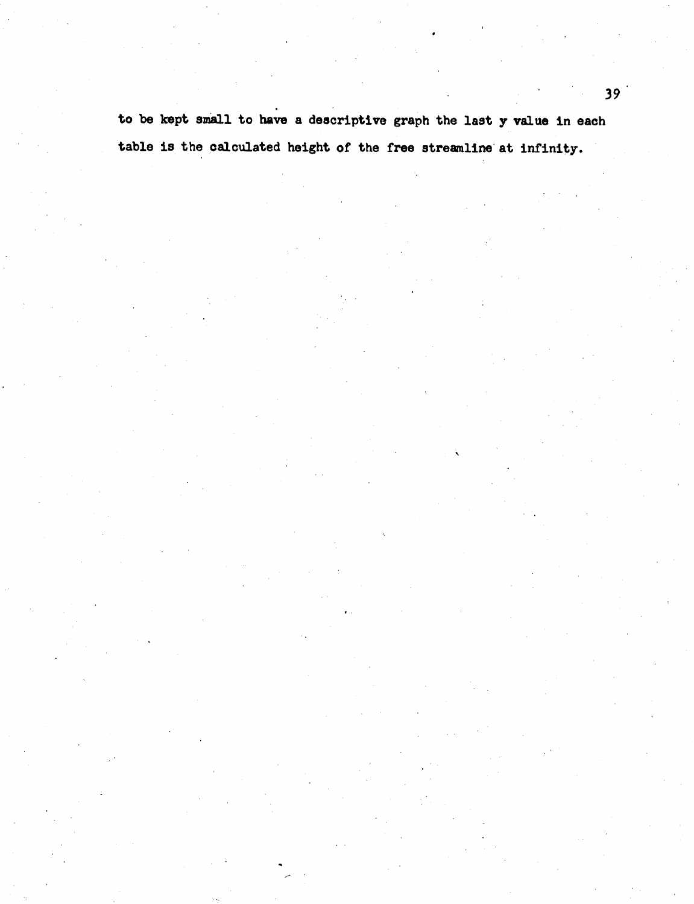to be kept small to have a descriptive graph the last y value in each table is the calculated height of the free streamline at infinity.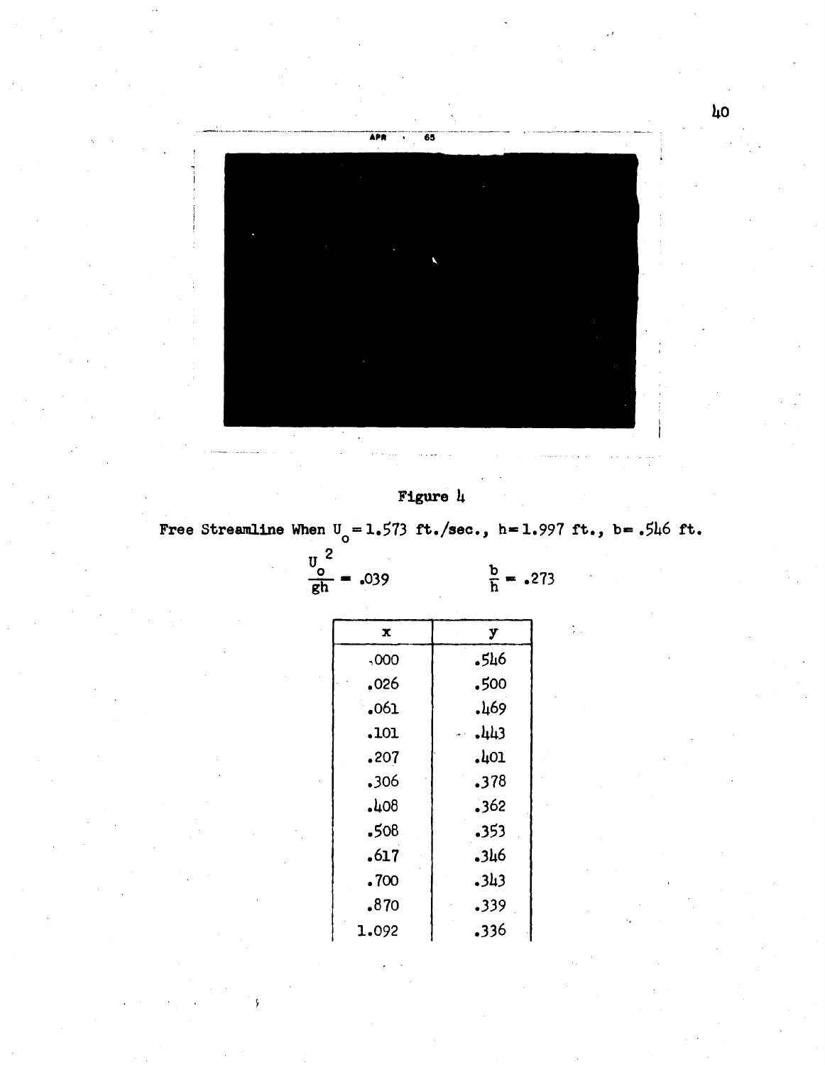Figure 4

Free Streamline When $U_o = 1.573$ ft./sec., $h = 1.997$ ft., $b = .546$ ft.

$$\frac{U_o^2}{gh} = .039 \qquad \frac{b}{h} = .273$$

| x | y |
|---|---|
| .000 | .546 |
| .026 | .500 |
| .061 | .469 |
| .101 | .443 |
| .207 | .401 |
| .306 | .378 |
| .408 | .362 |
| .508 | .353 |
| .617 | .346 |
| .700 | .343 |
| .870 | .339 |
| 1.092 | .336 |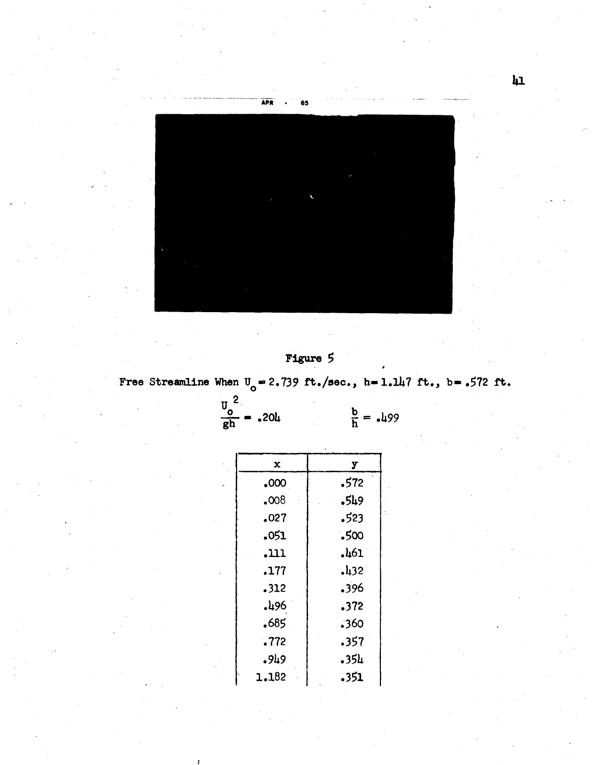Figure 5

Free Streamline When $U_o = 2.739$ ft./sec., $h = 1.147$ ft., $b = .572$ ft.

$$\frac{U_o^2}{gh} = .204 \qquad \frac{b}{h} = .499$$

| x | y |
|---|---|
| .000 | .572 |
| .008 | .549 |
| .027 | .523 |
| .051 | .500 |
| .111 | .461 |
| .177 | .432 |
| .312 | .396 |
| .496 | .372 |
| .685 | .360 |
| .772 | .357 |
| .949 | .354 |
| 1.182 | .351 |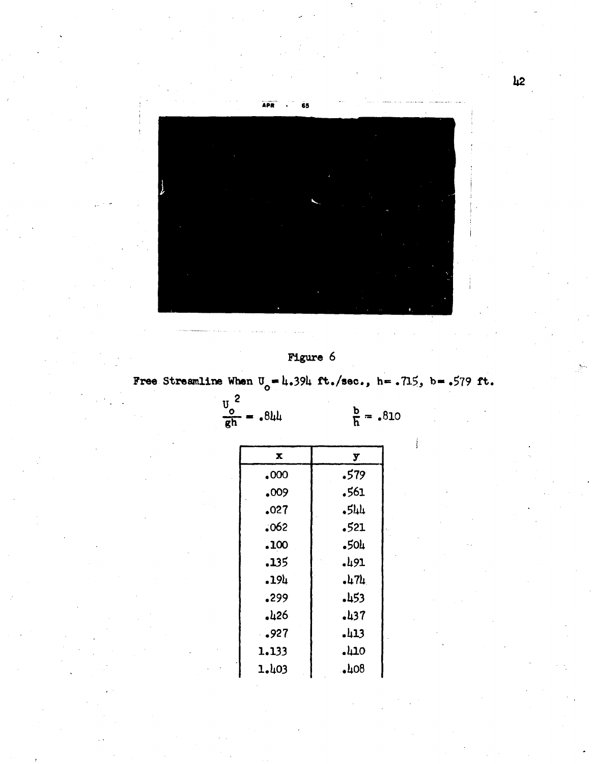Figure 6

Free Streamline When $U_o = 4.394$ ft./sec., $h = .715$, $b = .579$ ft.

$$\frac{U_o^2}{gh} = .844 \qquad \frac{b}{h} = .810$$

| x | y |
|---|---|
| .000 | .579 |
| .009 | .561 |
| .027 | .544 |
| .062 | .521 |
| .100 | .504 |
| .135 | .491 |
| .194 | .474 |
| .299 | .453 |
| .426 | .437 |
| .927 | .413 |
| 1.133 | .410 |
| 1.403 | .408 |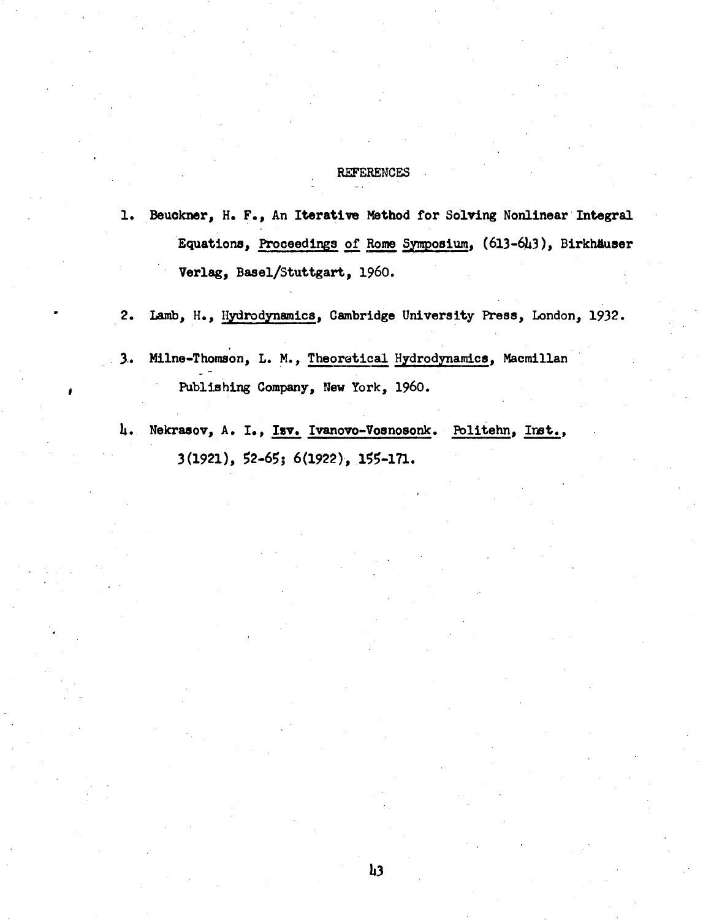## REFERENCES

1. Beuckner, H. F., An Iterative Method for Solving Nonlinear Integral Equations, Proceedings of Rome Symposium, (613-643), Birkhäuser Verlag, Basel/Stuttgart, 1960.

2. Lamb, H., Hydrodynamics, Cambridge University Press, London, 1932.

3. Milne-Thomson, L. M., Theoretical Hydrodynamics, Macmillan Publishing Company, New York, 1960.

4. Nekrasov, A. I., Izv. Ivanovo-Vosnosonk. Politehn, Inst., 3(1921), 52-65; 6(1922), 155-171.